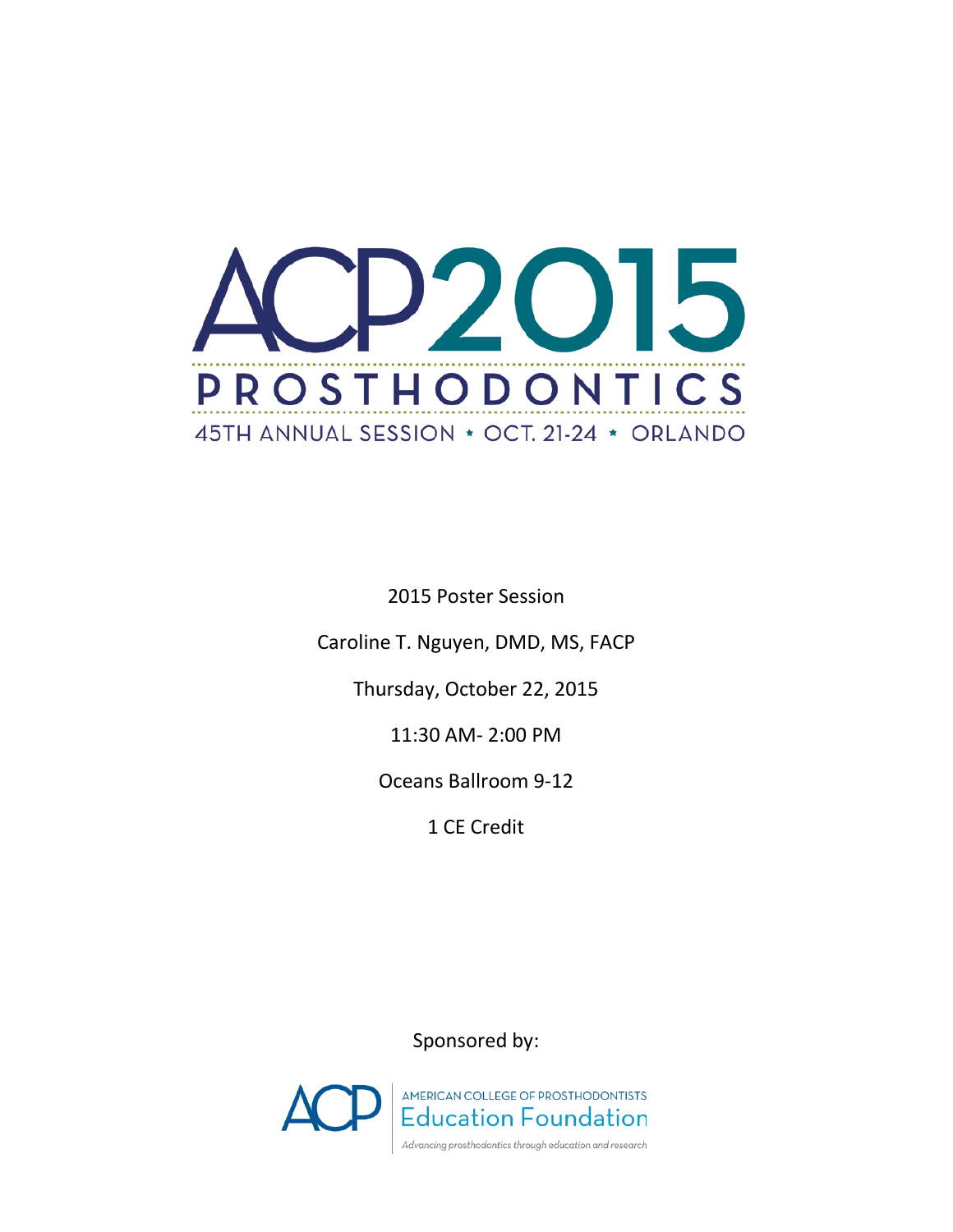# ACP2015

## PROSTHODONTICS

45TH ANNUAL SESSION * OCT. 21-24 * ORLANDO

2015 Poster Session

Caroline T. Nguyen, DMD, MS, FACP

Thursday, October 22, 2015

11:30 AM- 2:00 PM

Oceans Ballroom 9-12

1 CE Credit

Sponsored by:

ACP | AMERICAN COLLEGE OF PROSTHODONTISTS Education Foundation

*Advancing prosthodontics through education and research*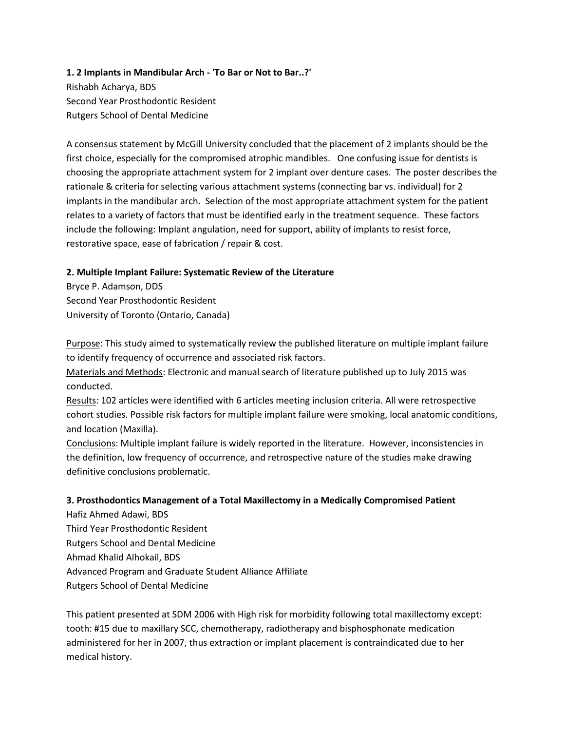### 1. 2 Implants in Mandibular Arch - 'To Bar or Not to Bar..?'

Rishabh Acharya, BDS
Second Year Prosthodontic Resident
Rutgers School of Dental Medicine

A consensus statement by McGill University concluded that the placement of 2 implants should be the first choice, especially for the compromised atrophic mandibles. One confusing issue for dentists is choosing the appropriate attachment system for 2 implant over denture cases. The poster describes the rationale & criteria for selecting various attachment systems (connecting bar vs. individual) for 2 implants in the mandibular arch. Selection of the most appropriate attachment system for the patient relates to a variety of factors that must be identified early in the treatment sequence. These factors include the following: Implant angulation, need for support, ability of implants to resist force, restorative space, ease of fabrication / repair & cost.

### 2. Multiple Implant Failure: Systematic Review of the Literature

Bryce P. Adamson, DDS
Second Year Prosthodontic Resident
University of Toronto (Ontario, Canada)

Purpose: This study aimed to systematically review the published literature on multiple implant failure to identify frequency of occurrence and associated risk factors.
Materials and Methods: Electronic and manual search of literature published up to July 2015 was conducted.
Results: 102 articles were identified with 6 articles meeting inclusion criteria. All were retrospective cohort studies. Possible risk factors for multiple implant failure were smoking, local anatomic conditions, and location (Maxilla).
Conclusions: Multiple implant failure is widely reported in the literature. However, inconsistencies in the definition, low frequency of occurrence, and retrospective nature of the studies make drawing definitive conclusions problematic.

### 3. Prosthodontics Management of a Total Maxillectomy in a Medically Compromised Patient

Hafiz Ahmed Adawi, BDS
Third Year Prosthodontic Resident
Rutgers School and Dental Medicine
Ahmad Khalid Alhokail, BDS
Advanced Program and Graduate Student Alliance Affiliate
Rutgers School of Dental Medicine

This patient presented at SDM 2006 with High risk for morbidity following total maxillectomy except: tooth: #15 due to maxillary SCC, chemotherapy, radiotherapy and bisphosphonate medication administered for her in 2007, thus extraction or implant placement is contraindicated due to her medical history.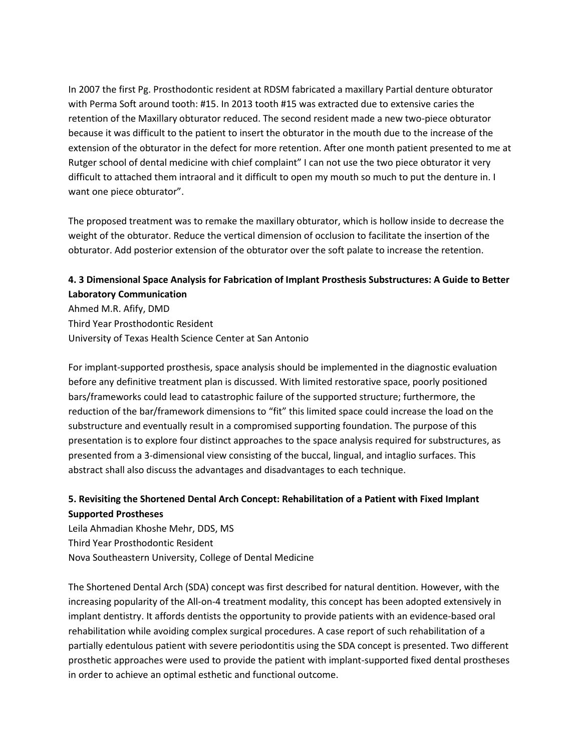In 2007 the first Pg. Prosthodontic resident at RDSM fabricated a maxillary Partial denture obturator with Perma Soft around tooth: #15. In 2013 tooth #15 was extracted due to extensive caries the retention of the Maxillary obturator reduced. The second resident made a new two-piece obturator because it was difficult to the patient to insert the obturator in the mouth due to the increase of the extension of the obturator in the defect for more retention. After one month patient presented to me at Rutger school of dental medicine with chief complaint" I can not use the two piece obturator it very difficult to attached them intraoral and it difficult to open my mouth so much to put the denture in. I want one piece obturator".

The proposed treatment was to remake the maxillary obturator, which is hollow inside to decrease the weight of the obturator. Reduce the vertical dimension of occlusion to facilitate the insertion of the obturator. Add posterior extension of the obturator over the soft palate to increase the retention.

**4. 3 Dimensional Space Analysis for Fabrication of Implant Prosthesis Substructures: A Guide to Better Laboratory Communication**

Ahmed M.R. Afify, DMD
Third Year Prosthodontic Resident
University of Texas Health Science Center at San Antonio

For implant-supported prosthesis, space analysis should be implemented in the diagnostic evaluation before any definitive treatment plan is discussed. With limited restorative space, poorly positioned bars/frameworks could lead to catastrophic failure of the supported structure; furthermore, the reduction of the bar/framework dimensions to "fit" this limited space could increase the load on the substructure and eventually result in a compromised supporting foundation. The purpose of this presentation is to explore four distinct approaches to the space analysis required for substructures, as presented from a 3-dimensional view consisting of the buccal, lingual, and intaglio surfaces. This abstract shall also discuss the advantages and disadvantages to each technique.

**5. Revisiting the Shortened Dental Arch Concept: Rehabilitation of a Patient with Fixed Implant Supported Prostheses**

Leila Ahmadian Khoshe Mehr, DDS, MS
Third Year Prosthodontic Resident
Nova Southeastern University, College of Dental Medicine

The Shortened Dental Arch (SDA) concept was first described for natural dentition. However, with the increasing popularity of the All-on-4 treatment modality, this concept has been adopted extensively in implant dentistry. It affords dentists the opportunity to provide patients with an evidence-based oral rehabilitation while avoiding complex surgical procedures. A case report of such rehabilitation of a partially edentulous patient with severe periodontitis using the SDA concept is presented. Two different prosthetic approaches were used to provide the patient with implant-supported fixed dental prostheses in order to achieve an optimal esthetic and functional outcome.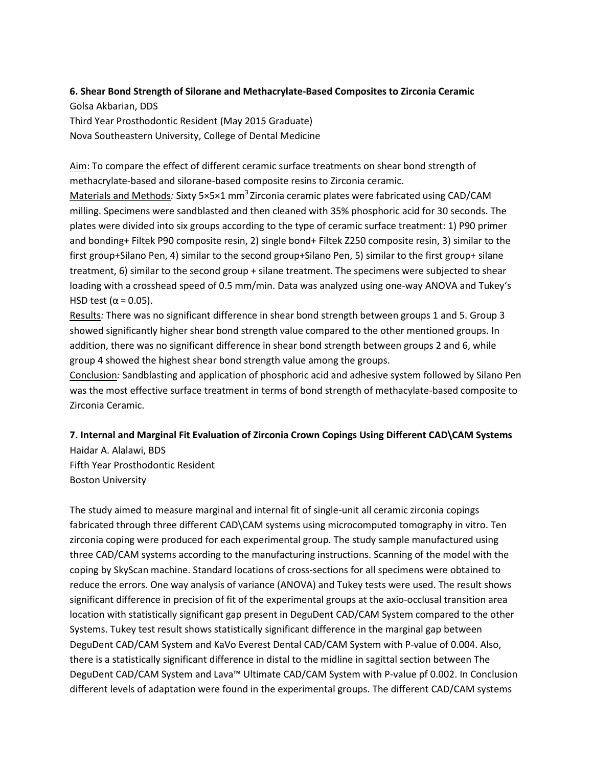**6. Shear Bond Strength of Silorane and Methacrylate-Based Composites to Zirconia Ceramic**

Golsa Akbarian, DDS
Third Year Prosthodontic Resident (May 2015 Graduate)
Nova Southeastern University, College of Dental Medicine

Aim: To compare the effect of different ceramic surface treatments on shear bond strength of methacrylate-based and silorane-based composite resins to Zirconia ceramic.

Materials and Methods*:* Sixty 5×5×1 $mm^3$ Zirconia ceramic plates were fabricated using CAD/CAM milling. Specimens were sandblasted and then cleaned with 35% phosphoric acid for 30 seconds. The plates were divided into six groups according to the type of ceramic surface treatment: 1) P90 primer and bonding+ Filtek P90 composite resin, 2) single bond+ Filtek Z250 composite resin, 3) similar to the first group+Silano Pen, 4) similar to the second group+Silano Pen, 5) similar to the first group+ silane treatment, 6) similar to the second group + silane treatment. The specimens were subjected to shear loading with a crosshead speed of 0.5 mm/min. Data was analyzed using one-way ANOVA and Tukey's HSD test ($\alpha = 0.05$).

Results*:* There was no significant difference in shear bond strength between groups 1 and 5. Group 3 showed significantly higher shear bond strength value compared to the other mentioned groups. In addition, there was no significant difference in shear bond strength between groups 2 and 6, while group 4 showed the highest shear bond strength value among the groups.

Conclusion*:* Sandblasting and application of phosphoric acid and adhesive system followed by Silano Pen was the most effective surface treatment in terms of bond strength of methacylate-based composite to Zirconia Ceramic.

**7. Internal and Marginal Fit Evaluation of Zirconia Crown Copings Using Different CAD\CAM Systems**

Haidar A. Alalawi, BDS
Fifth Year Prosthodontic Resident
Boston University

The study aimed to measure marginal and internal fit of single-unit all ceramic zirconia copings fabricated through three different CAD\CAM systems using microcomputed tomography in vitro. Ten zirconia coping were produced for each experimental group. The study sample manufactured using three CAD/CAM systems according to the manufacturing instructions. Scanning of the model with the coping by SkyScan machine. Standard locations of cross-sections for all specimens were obtained to reduce the errors. One way analysis of variance (ANOVA) and Tukey tests were used. The result shows significant difference in precision of fit of the experimental groups at the axio-occlusal transition area location with statistically significant gap present in DeguDent CAD/CAM System compared to the other Systems. Tukey test result shows statistically significant difference in the marginal gap between DeguDent CAD/CAM System and KaVo Everest Dental CAD/CAM System with P-value of 0.004. Also, there is a statistically significant difference in distal to the midline in sagittal section between The DeguDent CAD/CAM System and Lava™ Ultimate CAD/CAM System with P-value pf 0.002. In Conclusion different levels of adaptation were found in the experimental groups. The different CAD/CAM systems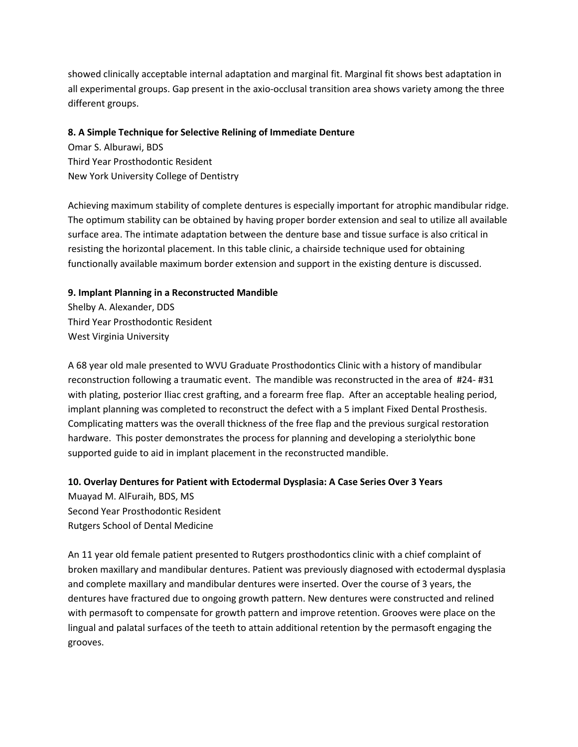showed clinically acceptable internal adaptation and marginal fit. Marginal fit shows best adaptation in all experimental groups. Gap present in the axio-occlusal transition area shows variety among the three different groups.

**8. A Simple Technique for Selective Relining of Immediate Denture**

Omar S. Alburawi, BDS
Third Year Prosthodontic Resident
New York University College of Dentistry

Achieving maximum stability of complete dentures is especially important for atrophic mandibular ridge. The optimum stability can be obtained by having proper border extension and seal to utilize all available surface area. The intimate adaptation between the denture base and tissue surface is also critical in resisting the horizontal placement. In this table clinic, a chairside technique used for obtaining functionally available maximum border extension and support in the existing denture is discussed.

**9. Implant Planning in a Reconstructed Mandible**

Shelby A. Alexander, DDS
Third Year Prosthodontic Resident
West Virginia University

A 68 year old male presented to WVU Graduate Prosthodontics Clinic with a history of mandibular reconstruction following a traumatic event. The mandible was reconstructed in the area of #24- #31 with plating, posterior Iliac crest grafting, and a forearm free flap. After an acceptable healing period, implant planning was completed to reconstruct the defect with a 5 implant Fixed Dental Prosthesis. Complicating matters was the overall thickness of the free flap and the previous surgical restoration hardware. This poster demonstrates the process for planning and developing a steriolythic bone supported guide to aid in implant placement in the reconstructed mandible.

**10. Overlay Dentures for Patient with Ectodermal Dysplasia: A Case Series Over 3 Years**

Muayad M. AlFuraih, BDS, MS
Second Year Prosthodontic Resident
Rutgers School of Dental Medicine

An 11 year old female patient presented to Rutgers prosthodontics clinic with a chief complaint of broken maxillary and mandibular dentures. Patient was previously diagnosed with ectodermal dysplasia and complete maxillary and mandibular dentures were inserted. Over the course of 3 years, the dentures have fractured due to ongoing growth pattern. New dentures were constructed and relined with permasoft to compensate for growth pattern and improve retention. Grooves were place on the lingual and palatal surfaces of the teeth to attain additional retention by the permasoft engaging the grooves.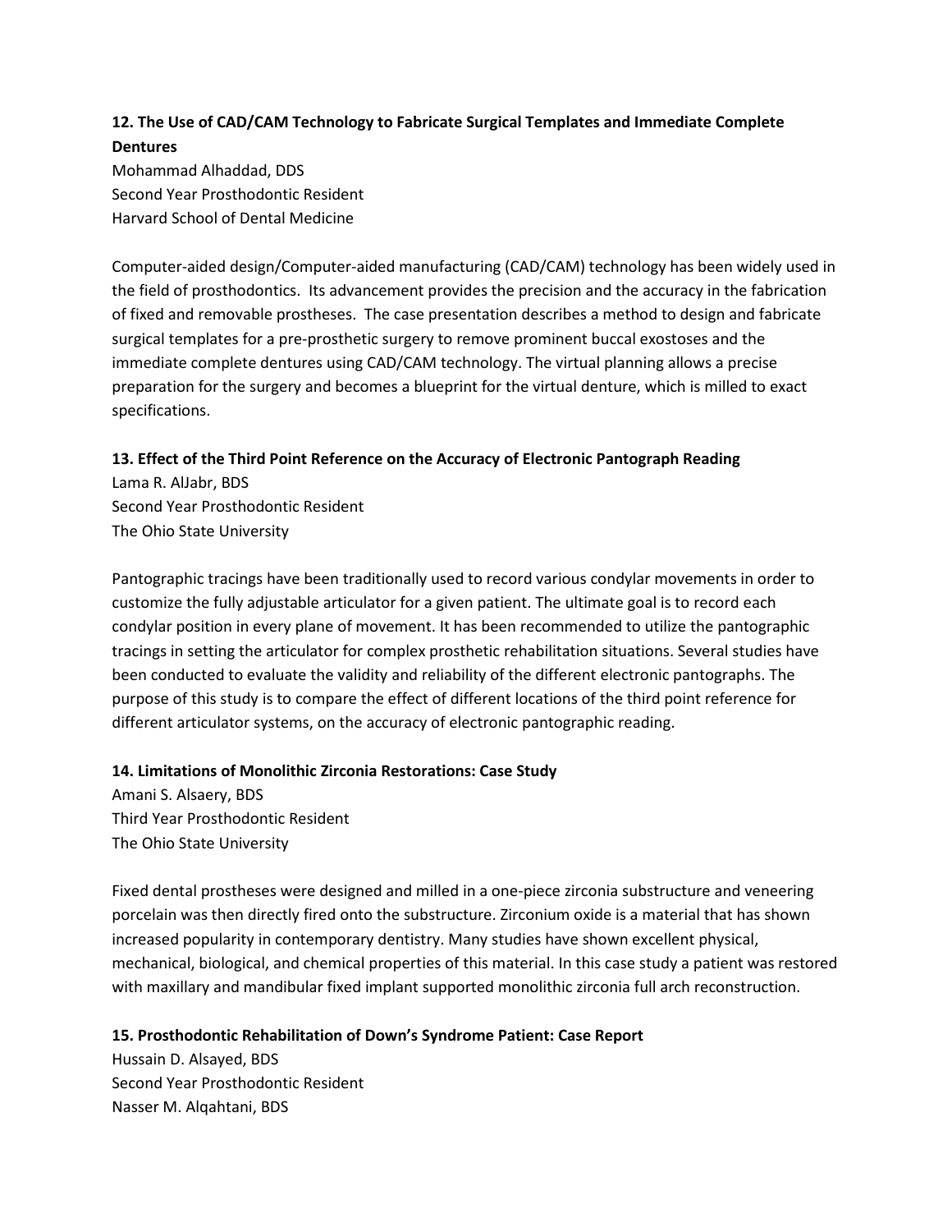**12. The Use of CAD/CAM Technology to Fabricate Surgical Templates and Immediate Complete Dentures**

Mohammad Alhaddad, DDS
Second Year Prosthodontic Resident
Harvard School of Dental Medicine

Computer-aided design/Computer-aided manufacturing (CAD/CAM) technology has been widely used in the field of prosthodontics. Its advancement provides the precision and the accuracy in the fabrication of fixed and removable prostheses. The case presentation describes a method to design and fabricate surgical templates for a pre-prosthetic surgery to remove prominent buccal exostoses and the immediate complete dentures using CAD/CAM technology. The virtual planning allows a precise preparation for the surgery and becomes a blueprint for the virtual denture, which is milled to exact specifications.

**13. Effect of the Third Point Reference on the Accuracy of Electronic Pantograph Reading**

Lama R. AlJabr, BDS
Second Year Prosthodontic Resident
The Ohio State University

Pantographic tracings have been traditionally used to record various condylar movements in order to customize the fully adjustable articulator for a given patient. The ultimate goal is to record each condylar position in every plane of movement. It has been recommended to utilize the pantographic tracings in setting the articulator for complex prosthetic rehabilitation situations. Several studies have been conducted to evaluate the validity and reliability of the different electronic pantographs. The purpose of this study is to compare the effect of different locations of the third point reference for different articulator systems, on the accuracy of electronic pantographic reading.

**14. Limitations of Monolithic Zirconia Restorations: Case Study**

Amani S. Alsaery, BDS
Third Year Prosthodontic Resident
The Ohio State University

Fixed dental prostheses were designed and milled in a one-piece zirconia substructure and veneering porcelain was then directly fired onto the substructure. Zirconium oxide is a material that has shown increased popularity in contemporary dentistry. Many studies have shown excellent physical, mechanical, biological, and chemical properties of this material. In this case study a patient was restored with maxillary and mandibular fixed implant supported monolithic zirconia full arch reconstruction.

**15. Prosthodontic Rehabilitation of Down's Syndrome Patient: Case Report**

Hussain D. Alsayed, BDS
Second Year Prosthodontic Resident
Nasser M. Alqahtani, BDS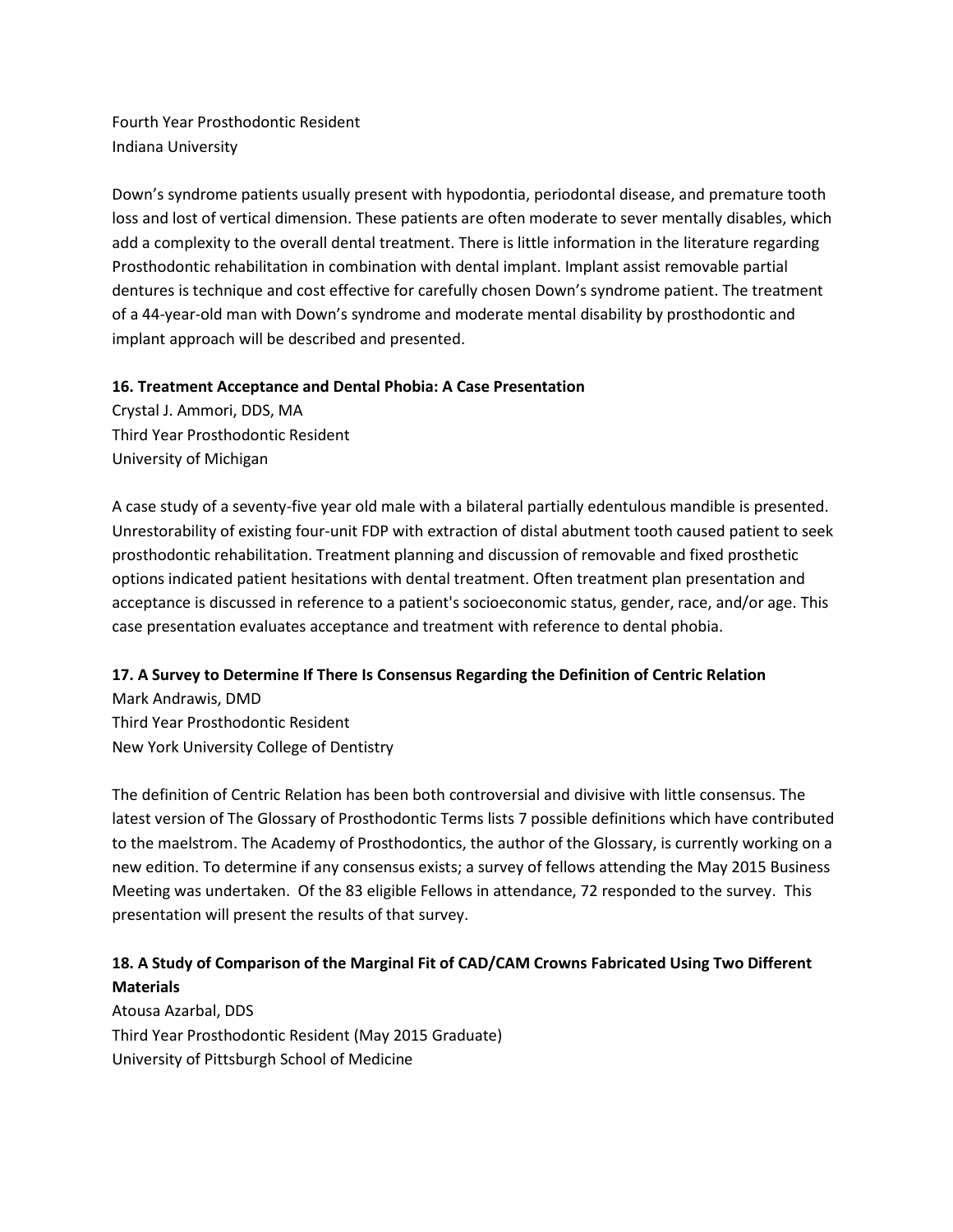Fourth Year Prosthodontic Resident
Indiana University

Down's syndrome patients usually present with hypodontia, periodontal disease, and premature tooth loss and lost of vertical dimension. These patients are often moderate to sever mentally disables, which add a complexity to the overall dental treatment. There is little information in the literature regarding Prosthodontic rehabilitation in combination with dental implant. Implant assist removable partial dentures is technique and cost effective for carefully chosen Down's syndrome patient. The treatment of a 44-year-old man with Down's syndrome and moderate mental disability by prosthodontic and implant approach will be described and presented.

**16. Treatment Acceptance and Dental Phobia: A Case Presentation**
Crystal J. Ammori, DDS, MA
Third Year Prosthodontic Resident
University of Michigan

A case study of a seventy-five year old male with a bilateral partially edentulous mandible is presented. Unrestorability of existing four-unit FDP with extraction of distal abutment tooth caused patient to seek prosthodontic rehabilitation. Treatment planning and discussion of removable and fixed prosthetic options indicated patient hesitations with dental treatment. Often treatment plan presentation and acceptance is discussed in reference to a patient's socioeconomic status, gender, race, and/or age. This case presentation evaluates acceptance and treatment with reference to dental phobia.

**17. A Survey to Determine If There Is Consensus Regarding the Definition of Centric Relation**
Mark Andrawis, DMD
Third Year Prosthodontic Resident
New York University College of Dentistry

The definition of Centric Relation has been both controversial and divisive with little consensus. The latest version of The Glossary of Prosthodontic Terms lists 7 possible definitions which have contributed to the maelstrom. The Academy of Prosthodontics, the author of the Glossary, is currently working on a new edition. To determine if any consensus exists; a survey of fellows attending the May 2015 Business Meeting was undertaken. Of the 83 eligible Fellows in attendance, 72 responded to the survey. This presentation will present the results of that survey.

**18. A Study of Comparison of the Marginal Fit of CAD/CAM Crowns Fabricated Using Two Different Materials**
Atousa Azarbal, DDS
Third Year Prosthodontic Resident (May 2015 Graduate)
University of Pittsburgh School of Medicine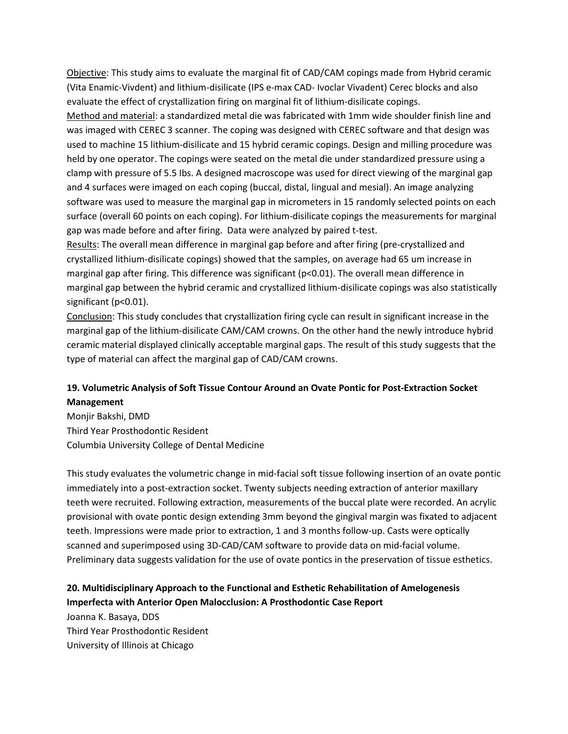Objective: This study aims to evaluate the marginal fit of CAD/CAM copings made from Hybrid ceramic (Vita Enamic-Vivdent) and lithium-disilicate (IPS e-max CAD- Ivoclar Vivadent) Cerec blocks and also evaluate the effect of crystallization firing on marginal fit of lithium-disilicate copings.

Method and material: a standardized metal die was fabricated with 1mm wide shoulder finish line and was imaged with CEREC 3 scanner. The coping was designed with CEREC software and that design was used to machine 15 lithium-disilicate and 15 hybrid ceramic copings. Design and milling procedure was held by one operator. The copings were seated on the metal die under standardized pressure using a clamp with pressure of 5.5 Ibs. A designed macroscope was used for direct viewing of the marginal gap and 4 surfaces were imaged on each coping (buccal, distal, lingual and mesial). An image analyzing software was used to measure the marginal gap in micrometers in 15 randomly selected points on each surface (overall 60 points on each coping). For lithium-disilicate copings the measurements for marginal gap was made before and after firing. Data were analyzed by paired t-test.

Results: The overall mean difference in marginal gap before and after firing (pre-crystallized and crystallized lithium-disilicate copings) showed that the samples, on average had 65 um increase in marginal gap after firing. This difference was significant ($p<0.01$). The overall mean difference in marginal gap between the hybrid ceramic and crystallized lithium-disilicate copings was also statistically significant ($p<0.01$).

Conclusion: This study concludes that crystallization firing cycle can result in significant increase in the marginal gap of the lithium-disilicate CAM/CAM crowns. On the other hand the newly introduce hybrid ceramic material displayed clinically acceptable marginal gaps. The result of this study suggests that the type of material can affect the marginal gap of CAD/CAM crowns.

**19. Volumetric Analysis of Soft Tissue Contour Around an Ovate Pontic for Post-Extraction Socket Management**

Monjir Bakshi, DMD
Third Year Prosthodontic Resident
Columbia University College of Dental Medicine

This study evaluates the volumetric change in mid-facial soft tissue following insertion of an ovate pontic immediately into a post-extraction socket. Twenty subjects needing extraction of anterior maxillary teeth were recruited. Following extraction, measurements of the buccal plate were recorded. An acrylic provisional with ovate pontic design extending 3mm beyond the gingival margin was fixated to adjacent teeth. Impressions were made prior to extraction, 1 and 3 months follow-up. Casts were optically scanned and superimposed using 3D-CAD/CAM software to provide data on mid-facial volume. Preliminary data suggests validation for the use of ovate pontics in the preservation of tissue esthetics.

**20. Multidisciplinary Approach to the Functional and Esthetic Rehabilitation of Amelogenesis Imperfecta with Anterior Open Malocclusion: A Prosthodontic Case Report**

Joanna K. Basaya, DDS
Third Year Prosthodontic Resident
University of Illinois at Chicago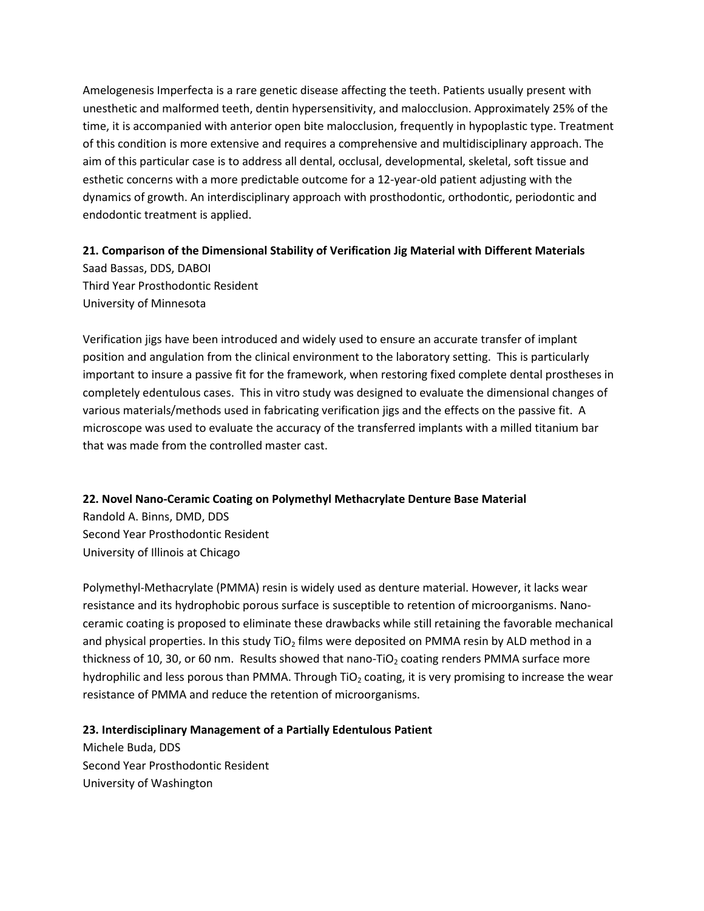Amelogenesis Imperfecta is a rare genetic disease affecting the teeth. Patients usually present with unesthetic and malformed teeth, dentin hypersensitivity, and malocclusion. Approximately 25% of the time, it is accompanied with anterior open bite malocclusion, frequently in hypoplastic type. Treatment of this condition is more extensive and requires a comprehensive and multidisciplinary approach. The aim of this particular case is to address all dental, occlusal, developmental, skeletal, soft tissue and esthetic concerns with a more predictable outcome for a 12-year-old patient adjusting with the dynamics of growth. An interdisciplinary approach with prosthodontic, orthodontic, periodontic and endodontic treatment is applied.

**21. Comparison of the Dimensional Stability of Verification Jig Material with Different Materials**
Saad Bassas, DDS, DABOI
Third Year Prosthodontic Resident
University of Minnesota

Verification jigs have been introduced and widely used to ensure an accurate transfer of implant position and angulation from the clinical environment to the laboratory setting. This is particularly important to insure a passive fit for the framework, when restoring fixed complete dental prostheses in completely edentulous cases. This in vitro study was designed to evaluate the dimensional changes of various materials/methods used in fabricating verification jigs and the effects on the passive fit. A microscope was used to evaluate the accuracy of the transferred implants with a milled titanium bar that was made from the controlled master cast.

**22. Novel Nano-Ceramic Coating on Polymethyl Methacrylate Denture Base Material**
Randold A. Binns, DMD, DDS
Second Year Prosthodontic Resident
University of Illinois at Chicago

Polymethyl-Methacrylate (PMMA) resin is widely used as denture material. However, it lacks wear resistance and its hydrophobic porous surface is susceptible to retention of microorganisms. Nano-ceramic coating is proposed to eliminate these drawbacks while still retaining the favorable mechanical and physical properties. In this study $TiO_2$ films were deposited on PMMA resin by ALD method in a thickness of 10, 30, or 60 nm. Results showed that nano-$TiO_2$ coating renders PMMA surface more hydrophilic and less porous than PMMA. Through $TiO_2$ coating, it is very promising to increase the wear resistance of PMMA and reduce the retention of microorganisms.

**23. Interdisciplinary Management of a Partially Edentulous Patient**
Michele Buda, DDS
Second Year Prosthodontic Resident
University of Washington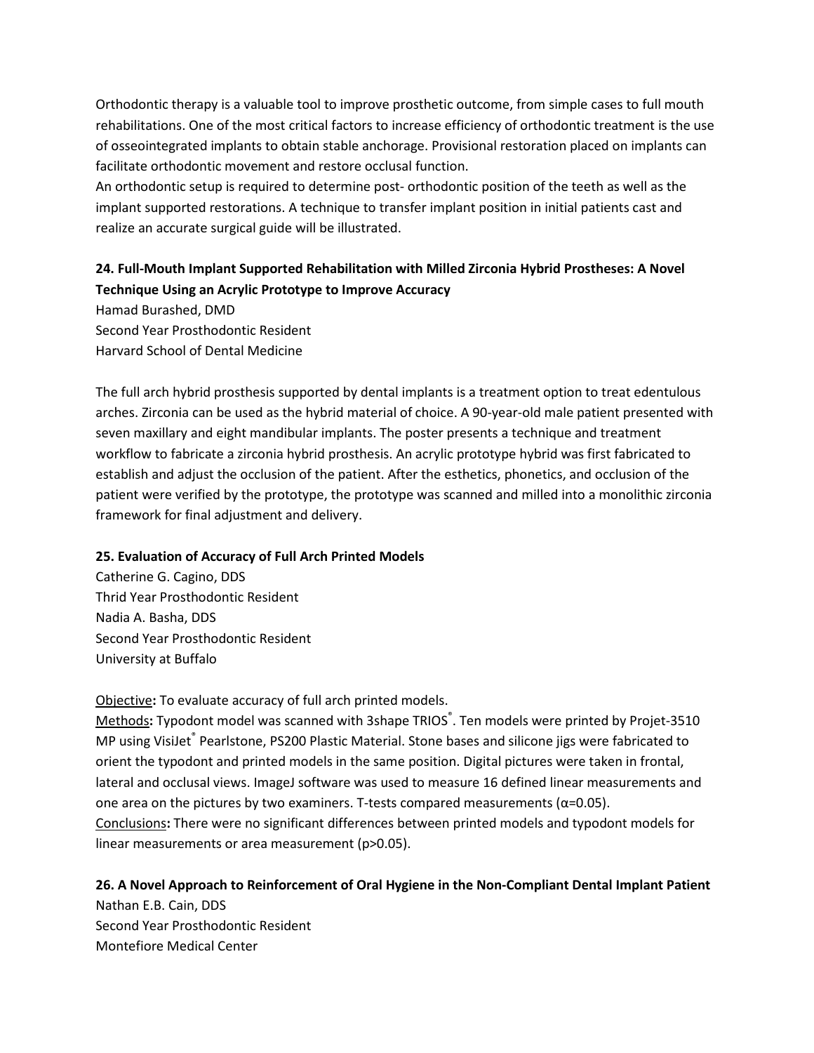Orthodontic therapy is a valuable tool to improve prosthetic outcome, from simple cases to full mouth rehabilitations. One of the most critical factors to increase efficiency of orthodontic treatment is the use of osseointegrated implants to obtain stable anchorage. Provisional restoration placed on implants can facilitate orthodontic movement and restore occlusal function.

An orthodontic setup is required to determine post- orthodontic position of the teeth as well as the implant supported restorations. A technique to transfer implant position in initial patients cast and realize an accurate surgical guide will be illustrated.

**24. Full-Mouth Implant Supported Rehabilitation with Milled Zirconia Hybrid Prostheses: A Novel Technique Using an Acrylic Prototype to Improve Accuracy**

Hamad Burashed, DMD
Second Year Prosthodontic Resident
Harvard School of Dental Medicine

The full arch hybrid prosthesis supported by dental implants is a treatment option to treat edentulous arches. Zirconia can be used as the hybrid material of choice. A 90-year-old male patient presented with seven maxillary and eight mandibular implants. The poster presents a technique and treatment workflow to fabricate a zirconia hybrid prosthesis. An acrylic prototype hybrid was first fabricated to establish and adjust the occlusion of the patient. After the esthetics, phonetics, and occlusion of the patient were verified by the prototype, the prototype was scanned and milled into a monolithic zirconia framework for final adjustment and delivery.

**25. Evaluation of Accuracy of Full Arch Printed Models**

Catherine G. Cagino, DDS
Thrid Year Prosthodontic Resident
Nadia A. Basha, DDS
Second Year Prosthodontic Resident
University at Buffalo

Objective**:** To evaluate accuracy of full arch printed models.

Methods**:** Typodont model was scanned with 3shape TRIOS®. Ten models were printed by Projet-3510 MP using VisiJet® Pearlstone, PS200 Plastic Material. Stone bases and silicone jigs were fabricated to orient the typodont and printed models in the same position. Digital pictures were taken in frontal, lateral and occlusal views. ImageJ software was used to measure 16 defined linear measurements and one area on the pictures by two examiners. T-tests compared measurements ($\alpha$=0.05).

Conclusions**:** There were no significant differences between printed models and typodont models for linear measurements or area measurement ($p$>0.05).

**26. A Novel Approach to Reinforcement of Oral Hygiene in the Non-Compliant Dental Implant Patient**

Nathan E.B. Cain, DDS
Second Year Prosthodontic Resident
Montefiore Medical Center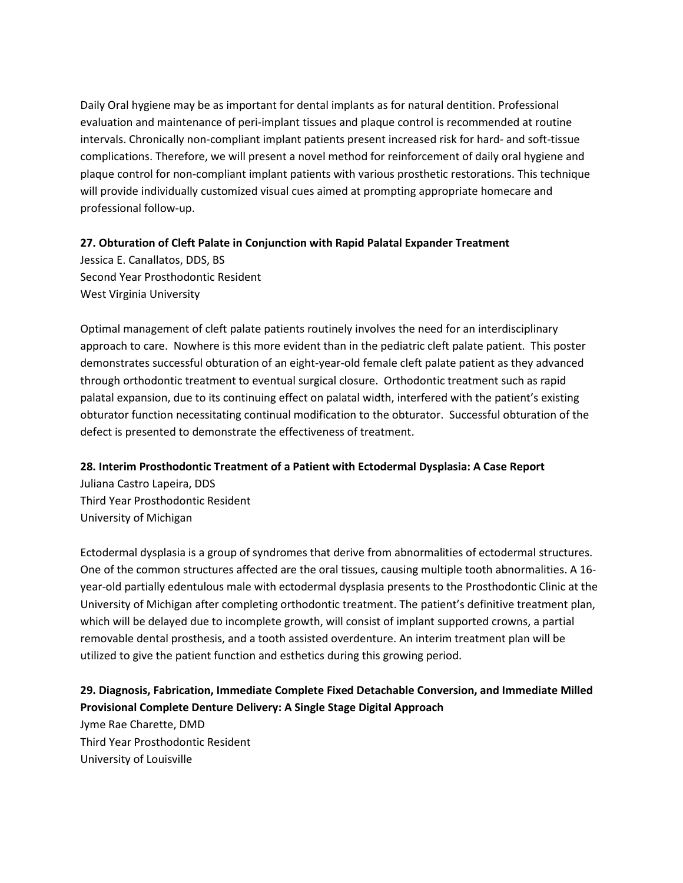Daily Oral hygiene may be as important for dental implants as for natural dentition. Professional evaluation and maintenance of peri-implant tissues and plaque control is recommended at routine intervals. Chronically non-compliant implant patients present increased risk for hard- and soft-tissue complications. Therefore, we will present a novel method for reinforcement of daily oral hygiene and plaque control for non-compliant implant patients with various prosthetic restorations. This technique will provide individually customized visual cues aimed at prompting appropriate homecare and professional follow-up.

**27. Obturation of Cleft Palate in Conjunction with Rapid Palatal Expander Treatment**

Jessica E. Canallatos, DDS, BS
Second Year Prosthodontic Resident
West Virginia University

Optimal management of cleft palate patients routinely involves the need for an interdisciplinary approach to care. Nowhere is this more evident than in the pediatric cleft palate patient. This poster demonstrates successful obturation of an eight-year-old female cleft palate patient as they advanced through orthodontic treatment to eventual surgical closure. Orthodontic treatment such as rapid palatal expansion, due to its continuing effect on palatal width, interfered with the patient's existing obturator function necessitating continual modification to the obturator. Successful obturation of the defect is presented to demonstrate the effectiveness of treatment.

**28. Interim Prosthodontic Treatment of a Patient with Ectodermal Dysplasia: A Case Report**

Juliana Castro Lapeira, DDS
Third Year Prosthodontic Resident
University of Michigan

Ectodermal dysplasia is a group of syndromes that derive from abnormalities of ectodermal structures. One of the common structures affected are the oral tissues, causing multiple tooth abnormalities. A 16-year-old partially edentulous male with ectodermal dysplasia presents to the Prosthodontic Clinic at the University of Michigan after completing orthodontic treatment. The patient's definitive treatment plan, which will be delayed due to incomplete growth, will consist of implant supported crowns, a partial removable dental prosthesis, and a tooth assisted overdenture. An interim treatment plan will be utilized to give the patient function and esthetics during this growing period.

**29. Diagnosis, Fabrication, Immediate Complete Fixed Detachable Conversion, and Immediate Milled Provisional Complete Denture Delivery: A Single Stage Digital Approach**

Jyme Rae Charette, DMD
Third Year Prosthodontic Resident
University of Louisville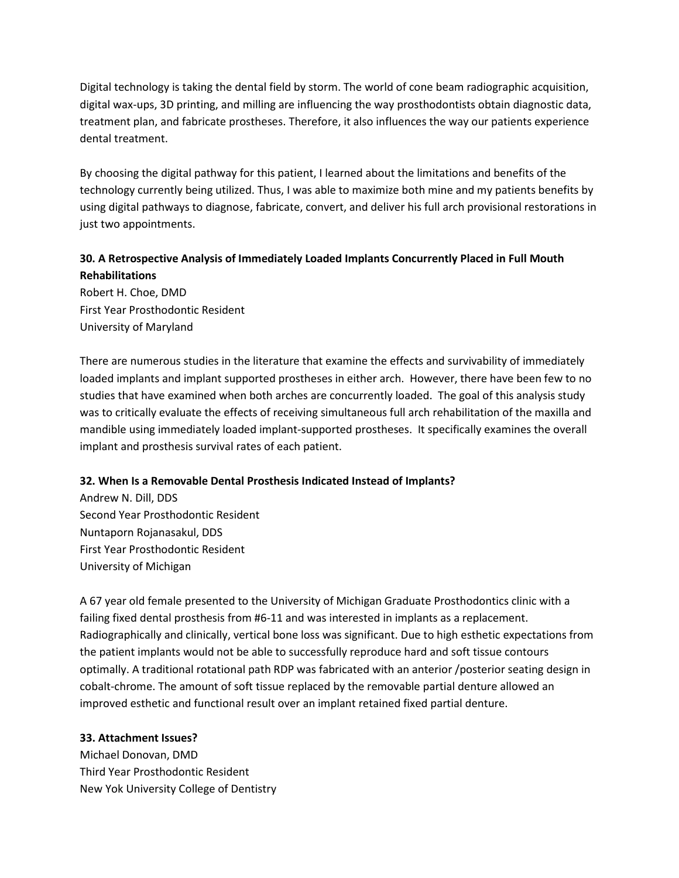Digital technology is taking the dental field by storm. The world of cone beam radiographic acquisition, digital wax-ups, 3D printing, and milling are influencing the way prosthodontists obtain diagnostic data, treatment plan, and fabricate prostheses. Therefore, it also influences the way our patients experience dental treatment.

By choosing the digital pathway for this patient, I learned about the limitations and benefits of the technology currently being utilized. Thus, I was able to maximize both mine and my patients benefits by using digital pathways to diagnose, fabricate, convert, and deliver his full arch provisional restorations in just two appointments.

**30. A Retrospective Analysis of Immediately Loaded Implants Concurrently Placed in Full Mouth Rehabilitations**

Robert H. Choe, DMD
First Year Prosthodontic Resident
University of Maryland

There are numerous studies in the literature that examine the effects and survivability of immediately loaded implants and implant supported prostheses in either arch. However, there have been few to no studies that have examined when both arches are concurrently loaded. The goal of this analysis study was to critically evaluate the effects of receiving simultaneous full arch rehabilitation of the maxilla and mandible using immediately loaded implant-supported prostheses. It specifically examines the overall implant and prosthesis survival rates of each patient.

**32. When Is a Removable Dental Prosthesis Indicated Instead of Implants?**

Andrew N. Dill, DDS
Second Year Prosthodontic Resident
Nuntaporn Rojanasakul, DDS
First Year Prosthodontic Resident
University of Michigan

A 67 year old female presented to the University of Michigan Graduate Prosthodontics clinic with a failing fixed dental prosthesis from #6-11 and was interested in implants as a replacement. Radiographically and clinically, vertical bone loss was significant. Due to high esthetic expectations from the patient implants would not be able to successfully reproduce hard and soft tissue contours optimally. A traditional rotational path RDP was fabricated with an anterior /posterior seating design in cobalt-chrome. The amount of soft tissue replaced by the removable partial denture allowed an improved esthetic and functional result over an implant retained fixed partial denture.

**33. Attachment Issues?**

Michael Donovan, DMD
Third Year Prosthodontic Resident
New Yok University College of Dentistry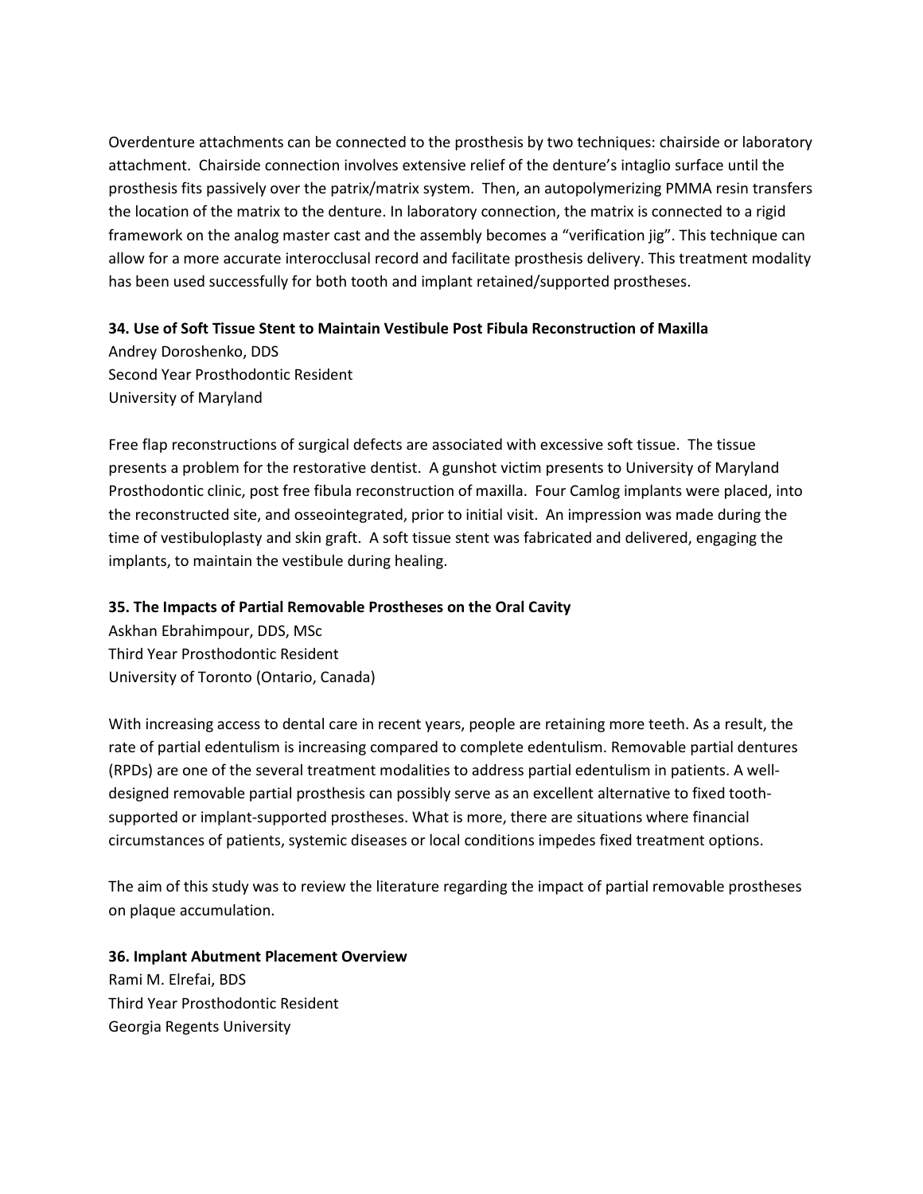Overdenture attachments can be connected to the prosthesis by two techniques: chairside or laboratory attachment. Chairside connection involves extensive relief of the denture's intaglio surface until the prosthesis fits passively over the patrix/matrix system. Then, an autopolymerizing PMMA resin transfers the location of the matrix to the denture. In laboratory connection, the matrix is connected to a rigid framework on the analog master cast and the assembly becomes a "verification jig". This technique can allow for a more accurate interocclusal record and facilitate prosthesis delivery. This treatment modality has been used successfully for both tooth and implant retained/supported prostheses.

**34. Use of Soft Tissue Stent to Maintain Vestibule Post Fibula Reconstruction of Maxilla**

Andrey Doroshenko, DDS
Second Year Prosthodontic Resident
University of Maryland

Free flap reconstructions of surgical defects are associated with excessive soft tissue. The tissue presents a problem for the restorative dentist. A gunshot victim presents to University of Maryland Prosthodontic clinic, post free fibula reconstruction of maxilla. Four Camlog implants were placed, into the reconstructed site, and osseointegrated, prior to initial visit. An impression was made during the time of vestibuloplasty and skin graft. A soft tissue stent was fabricated and delivered, engaging the implants, to maintain the vestibule during healing.

**35. The Impacts of Partial Removable Prostheses on the Oral Cavity**

Askhan Ebrahimpour, DDS, MSc
Third Year Prosthodontic Resident
University of Toronto (Ontario, Canada)

With increasing access to dental care in recent years, people are retaining more teeth. As a result, the rate of partial edentulism is increasing compared to complete edentulism. Removable partial dentures (RPDs) are one of the several treatment modalities to address partial edentulism in patients. A well-designed removable partial prosthesis can possibly serve as an excellent alternative to fixed tooth-supported or implant-supported prostheses. What is more, there are situations where financial circumstances of patients, systemic diseases or local conditions impedes fixed treatment options.

The aim of this study was to review the literature regarding the impact of partial removable prostheses on plaque accumulation.

**36. Implant Abutment Placement Overview**

Rami M. Elrefai, BDS
Third Year Prosthodontic Resident
Georgia Regents University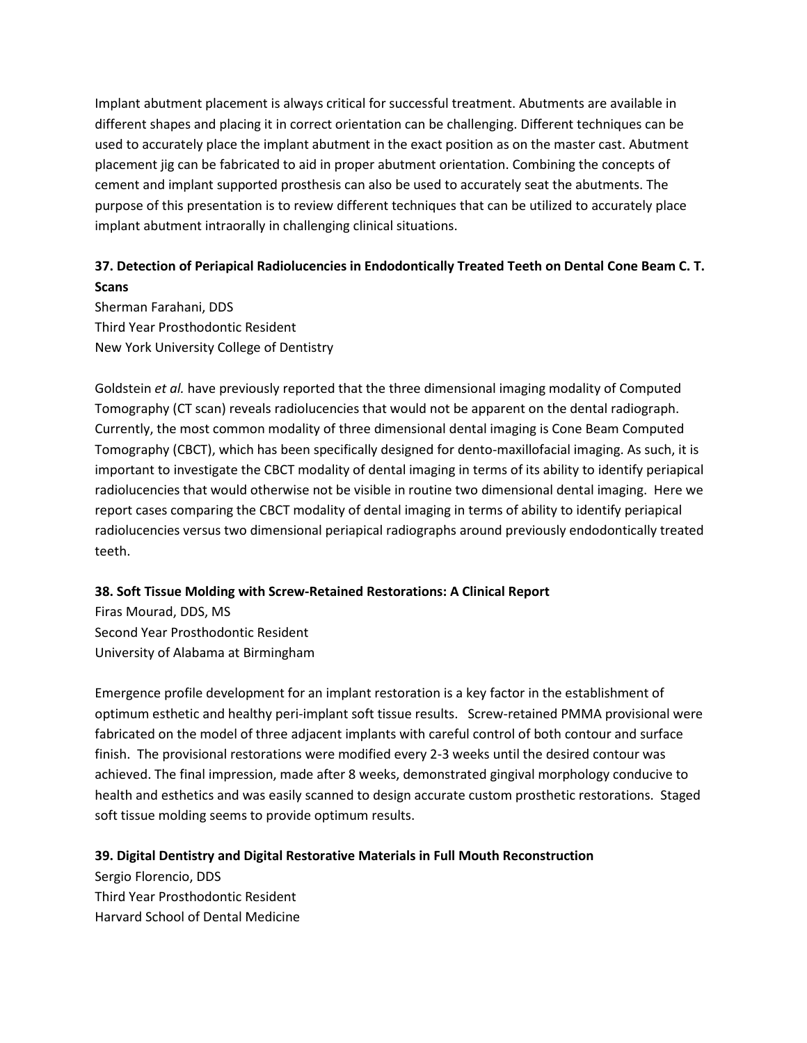Implant abutment placement is always critical for successful treatment. Abutments are available in different shapes and placing it in correct orientation can be challenging. Different techniques can be used to accurately place the implant abutment in the exact position as on the master cast. Abutment placement jig can be fabricated to aid in proper abutment orientation. Combining the concepts of cement and implant supported prosthesis can also be used to accurately seat the abutments. The purpose of this presentation is to review different techniques that can be utilized to accurately place implant abutment intraorally in challenging clinical situations.

**37. Detection of Periapical Radiolucencies in Endodontically Treated Teeth on Dental Cone Beam C. T. Scans**

Sherman Farahani, DDS
Third Year Prosthodontic Resident
New York University College of Dentistry

Goldstein *et al.* have previously reported that the three dimensional imaging modality of Computed Tomography (CT scan) reveals radiolucencies that would not be apparent on the dental radiograph. Currently, the most common modality of three dimensional dental imaging is Cone Beam Computed Tomography (CBCT), which has been specifically designed for dento-maxillofacial imaging. As such, it is important to investigate the CBCT modality of dental imaging in terms of its ability to identify periapical radiolucencies that would otherwise not be visible in routine two dimensional dental imaging. Here we report cases comparing the CBCT modality of dental imaging in terms of ability to identify periapical radiolucencies versus two dimensional periapical radiographs around previously endodontically treated teeth.

**38. Soft Tissue Molding with Screw-Retained Restorations: A Clinical Report**

Firas Mourad, DDS, MS
Second Year Prosthodontic Resident
University of Alabama at Birmingham

Emergence profile development for an implant restoration is a key factor in the establishment of optimum esthetic and healthy peri-implant soft tissue results. Screw-retained PMMA provisional were fabricated on the model of three adjacent implants with careful control of both contour and surface finish. The provisional restorations were modified every 2-3 weeks until the desired contour was achieved. The final impression, made after 8 weeks, demonstrated gingival morphology conducive to health and esthetics and was easily scanned to design accurate custom prosthetic restorations. Staged soft tissue molding seems to provide optimum results.

**39. Digital Dentistry and Digital Restorative Materials in Full Mouth Reconstruction**

Sergio Florencio, DDS
Third Year Prosthodontic Resident
Harvard School of Dental Medicine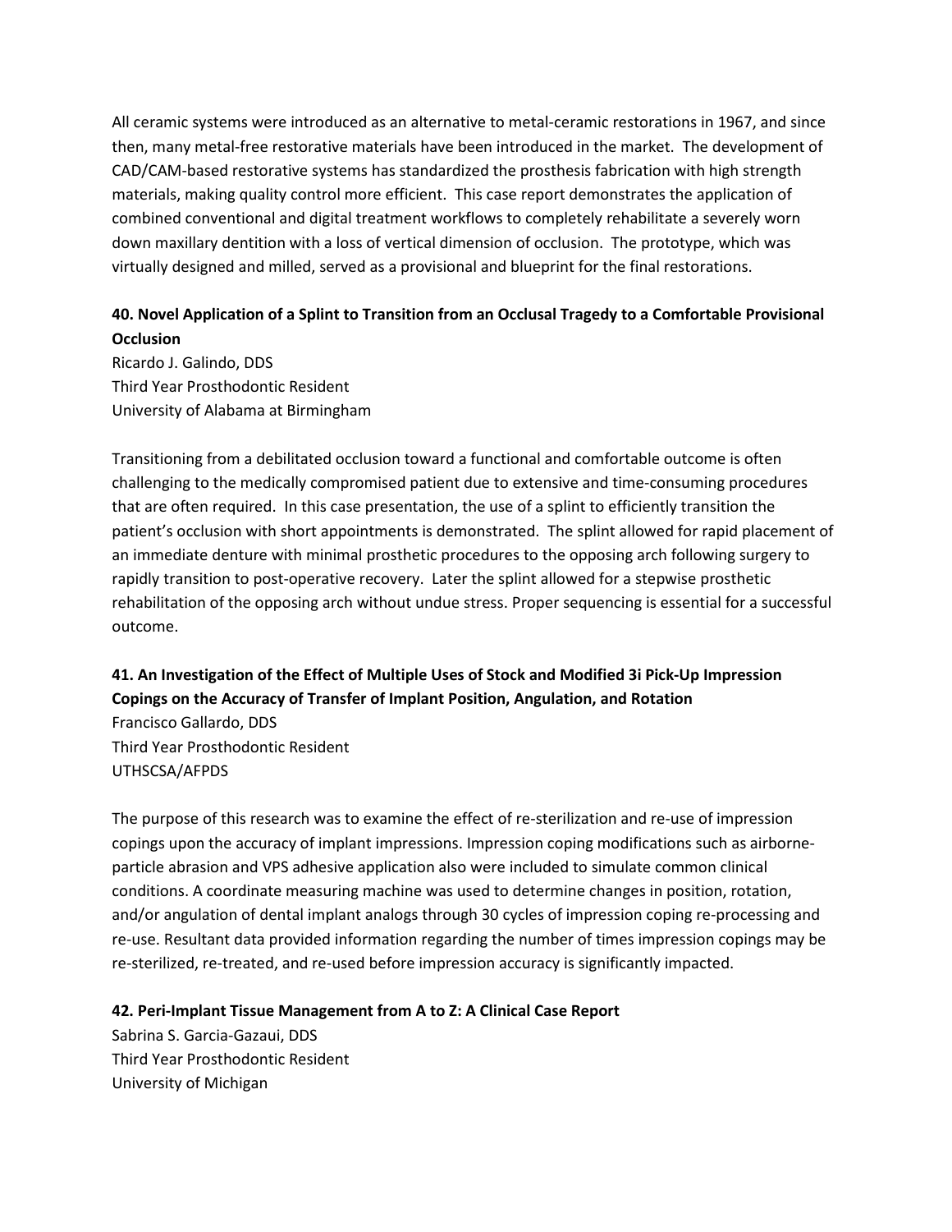All ceramic systems were introduced as an alternative to metal-ceramic restorations in 1967, and since then, many metal-free restorative materials have been introduced in the market. The development of CAD/CAM-based restorative systems has standardized the prosthesis fabrication with high strength materials, making quality control more efficient. This case report demonstrates the application of combined conventional and digital treatment workflows to completely rehabilitate a severely worn down maxillary dentition with a loss of vertical dimension of occlusion. The prototype, which was virtually designed and milled, served as a provisional and blueprint for the final restorations.

**40. Novel Application of a Splint to Transition from an Occlusal Tragedy to a Comfortable Provisional Occlusion**
Ricardo J. Galindo, DDS
Third Year Prosthodontic Resident
University of Alabama at Birmingham

Transitioning from a debilitated occlusion toward a functional and comfortable outcome is often challenging to the medically compromised patient due to extensive and time-consuming procedures that are often required. In this case presentation, the use of a splint to efficiently transition the patient's occlusion with short appointments is demonstrated. The splint allowed for rapid placement of an immediate denture with minimal prosthetic procedures to the opposing arch following surgery to rapidly transition to post-operative recovery. Later the splint allowed for a stepwise prosthetic rehabilitation of the opposing arch without undue stress. Proper sequencing is essential for a successful outcome.

**41. An Investigation of the Effect of Multiple Uses of Stock and Modified 3i Pick-Up Impression Copings on the Accuracy of Transfer of Implant Position, Angulation, and Rotation**
Francisco Gallardo, DDS
Third Year Prosthodontic Resident
UTHSCSA/AFPDS

The purpose of this research was to examine the effect of re-sterilization and re-use of impression copings upon the accuracy of implant impressions. Impression coping modifications such as airborne-particle abrasion and VPS adhesive application also were included to simulate common clinical conditions. A coordinate measuring machine was used to determine changes in position, rotation, and/or angulation of dental implant analogs through 30 cycles of impression coping re-processing and re-use. Resultant data provided information regarding the number of times impression copings may be re-sterilized, re-treated, and re-used before impression accuracy is significantly impacted.

**42. Peri-Implant Tissue Management from A to Z: A Clinical Case Report**
Sabrina S. Garcia-Gazaui, DDS
Third Year Prosthodontic Resident
University of Michigan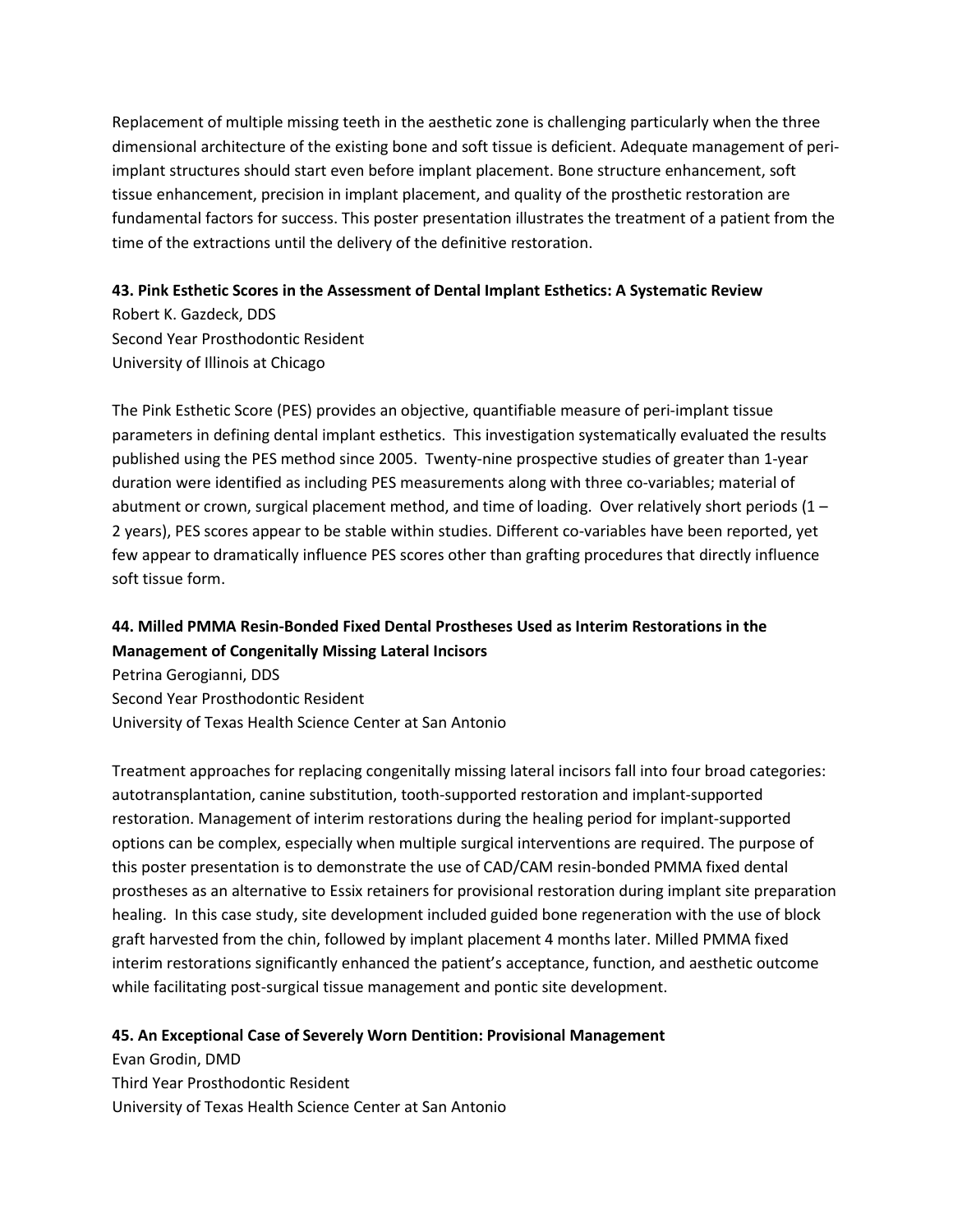Replacement of multiple missing teeth in the aesthetic zone is challenging particularly when the three dimensional architecture of the existing bone and soft tissue is deficient. Adequate management of peri-implant structures should start even before implant placement. Bone structure enhancement, soft tissue enhancement, precision in implant placement, and quality of the prosthetic restoration are fundamental factors for success. This poster presentation illustrates the treatment of a patient from the time of the extractions until the delivery of the definitive restoration.

**43. Pink Esthetic Scores in the Assessment of Dental Implant Esthetics: A Systematic Review**

Robert K. Gazdeck, DDS
Second Year Prosthodontic Resident
University of Illinois at Chicago

The Pink Esthetic Score (PES) provides an objective, quantifiable measure of peri-implant tissue parameters in defining dental implant esthetics. This investigation systematically evaluated the results published using the PES method since 2005. Twenty-nine prospective studies of greater than 1-year duration were identified as including PES measurements along with three co-variables; material of abutment or crown, surgical placement method, and time of loading. Over relatively short periods (1 – 2 years), PES scores appear to be stable within studies. Different co-variables have been reported, yet few appear to dramatically influence PES scores other than grafting procedures that directly influence soft tissue form.

**44. Milled PMMA Resin-Bonded Fixed Dental Prostheses Used as Interim Restorations in the Management of Congenitally Missing Lateral Incisors**

Petrina Gerogianni, DDS
Second Year Prosthodontic Resident
University of Texas Health Science Center at San Antonio

Treatment approaches for replacing congenitally missing lateral incisors fall into four broad categories: autotransplantation, canine substitution, tooth-supported restoration and implant-supported restoration. Management of interim restorations during the healing period for implant-supported options can be complex, especially when multiple surgical interventions are required. The purpose of this poster presentation is to demonstrate the use of CAD/CAM resin-bonded PMMA fixed dental prostheses as an alternative to Essix retainers for provisional restoration during implant site preparation healing. In this case study, site development included guided bone regeneration with the use of block graft harvested from the chin, followed by implant placement 4 months later. Milled PMMA fixed interim restorations significantly enhanced the patient's acceptance, function, and aesthetic outcome while facilitating post-surgical tissue management and pontic site development.

**45. An Exceptional Case of Severely Worn Dentition: Provisional Management**

Evan Grodin, DMD
Third Year Prosthodontic Resident
University of Texas Health Science Center at San Antonio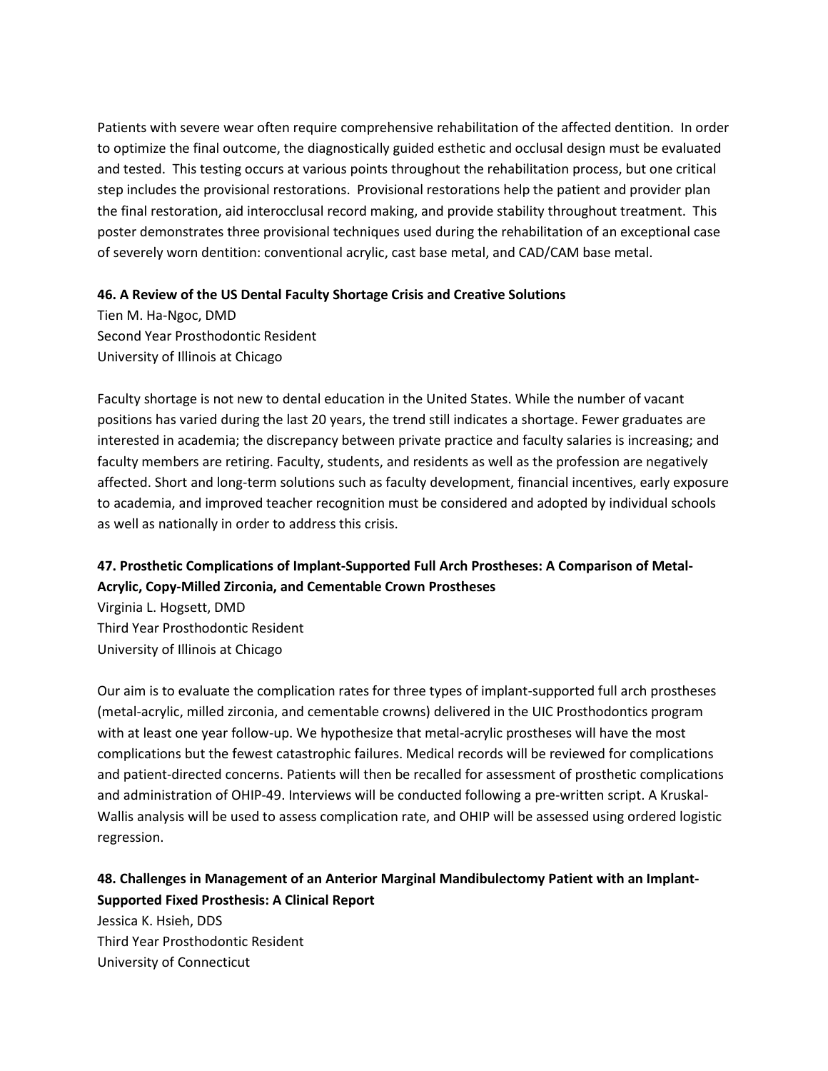Patients with severe wear often require comprehensive rehabilitation of the affected dentition. In order to optimize the final outcome, the diagnostically guided esthetic and occlusal design must be evaluated and tested. This testing occurs at various points throughout the rehabilitation process, but one critical step includes the provisional restorations. Provisional restorations help the patient and provider plan the final restoration, aid interocclusal record making, and provide stability throughout treatment. This poster demonstrates three provisional techniques used during the rehabilitation of an exceptional case of severely worn dentition: conventional acrylic, cast base metal, and CAD/CAM base metal.

**46. A Review of the US Dental Faculty Shortage Crisis and Creative Solutions**

Tien M. Ha-Ngoc, DMD
Second Year Prosthodontic Resident
University of Illinois at Chicago

Faculty shortage is not new to dental education in the United States. While the number of vacant positions has varied during the last 20 years, the trend still indicates a shortage. Fewer graduates are interested in academia; the discrepancy between private practice and faculty salaries is increasing; and faculty members are retiring. Faculty, students, and residents as well as the profession are negatively affected. Short and long-term solutions such as faculty development, financial incentives, early exposure to academia, and improved teacher recognition must be considered and adopted by individual schools as well as nationally in order to address this crisis.

**47. Prosthetic Complications of Implant-Supported Full Arch Prostheses: A Comparison of Metal-Acrylic, Copy-Milled Zirconia, and Cementable Crown Prostheses**

Virginia L. Hogsett, DMD
Third Year Prosthodontic Resident
University of Illinois at Chicago

Our aim is to evaluate the complication rates for three types of implant-supported full arch prostheses (metal-acrylic, milled zirconia, and cementable crowns) delivered in the UIC Prosthodontics program with at least one year follow-up. We hypothesize that metal-acrylic prostheses will have the most complications but the fewest catastrophic failures. Medical records will be reviewed for complications and patient-directed concerns. Patients will then be recalled for assessment of prosthetic complications and administration of OHIP-49. Interviews will be conducted following a pre-written script. A Kruskal-Wallis analysis will be used to assess complication rate, and OHIP will be assessed using ordered logistic regression.

**48. Challenges in Management of an Anterior Marginal Mandibulectomy Patient with an Implant-Supported Fixed Prosthesis: A Clinical Report**

Jessica K. Hsieh, DDS
Third Year Prosthodontic Resident
University of Connecticut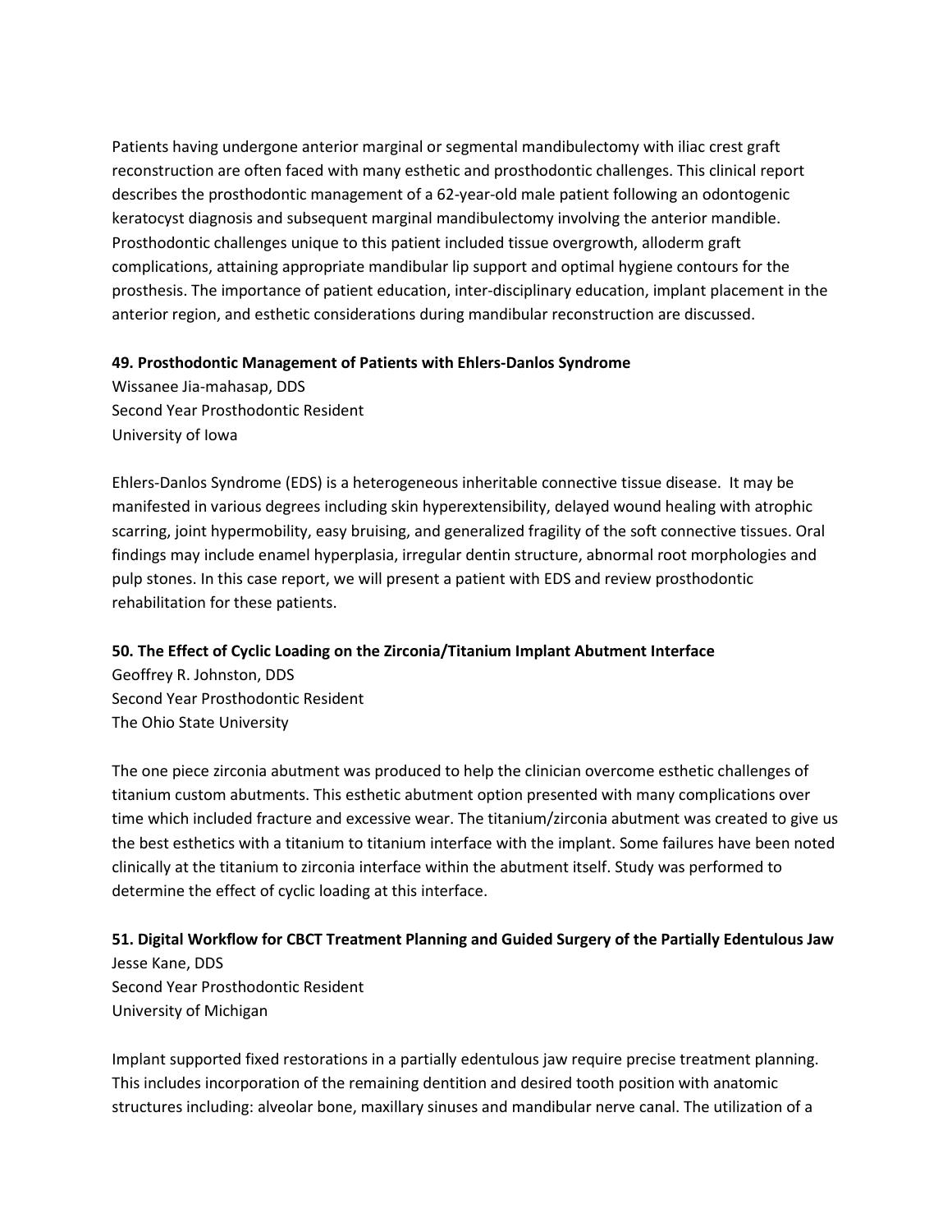Patients having undergone anterior marginal or segmental mandibulectomy with iliac crest graft reconstruction are often faced with many esthetic and prosthodontic challenges. This clinical report describes the prosthodontic management of a 62-year-old male patient following an odontogenic keratocyst diagnosis and subsequent marginal mandibulectomy involving the anterior mandible. Prosthodontic challenges unique to this patient included tissue overgrowth, alloderm graft complications, attaining appropriate mandibular lip support and optimal hygiene contours for the prosthesis. The importance of patient education, inter-disciplinary education, implant placement in the anterior region, and esthetic considerations during mandibular reconstruction are discussed.

**49. Prosthodontic Management of Patients with Ehlers-Danlos Syndrome**
Wissanee Jia-mahasap, DDS
Second Year Prosthodontic Resident
University of Iowa

Ehlers-Danlos Syndrome (EDS) is a heterogeneous inheritable connective tissue disease. It may be manifested in various degrees including skin hyperextensibility, delayed wound healing with atrophic scarring, joint hypermobility, easy bruising, and generalized fragility of the soft connective tissues. Oral findings may include enamel hyperplasia, irregular dentin structure, abnormal root morphologies and pulp stones. In this case report, we will present a patient with EDS and review prosthodontic rehabilitation for these patients.

**50. The Effect of Cyclic Loading on the Zirconia/Titanium Implant Abutment Interface**
Geoffrey R. Johnston, DDS
Second Year Prosthodontic Resident
The Ohio State University

The one piece zirconia abutment was produced to help the clinician overcome esthetic challenges of titanium custom abutments. This esthetic abutment option presented with many complications over time which included fracture and excessive wear. The titanium/zirconia abutment was created to give us the best esthetics with a titanium to titanium interface with the implant. Some failures have been noted clinically at the titanium to zirconia interface within the abutment itself. Study was performed to determine the effect of cyclic loading at this interface.

**51. Digital Workflow for CBCT Treatment Planning and Guided Surgery of the Partially Edentulous Jaw**
Jesse Kane, DDS
Second Year Prosthodontic Resident
University of Michigan

Implant supported fixed restorations in a partially edentulous jaw require precise treatment planning. This includes incorporation of the remaining dentition and desired tooth position with anatomic structures including: alveolar bone, maxillary sinuses and mandibular nerve canal. The utilization of a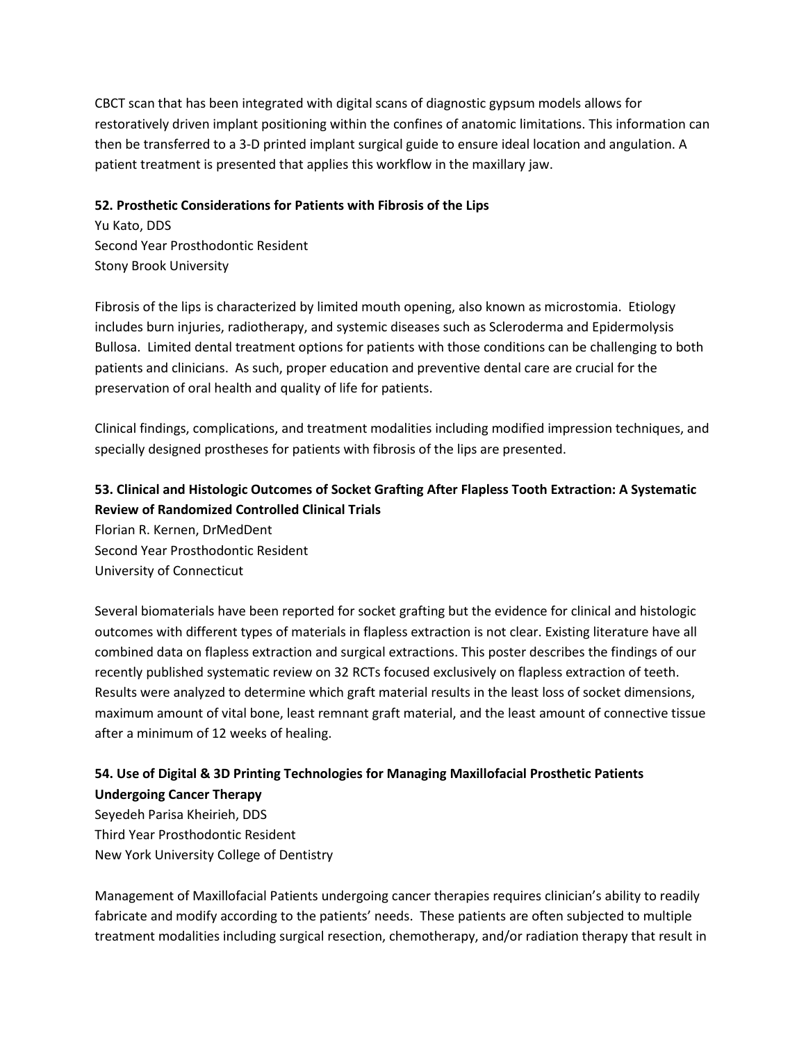CBCT scan that has been integrated with digital scans of diagnostic gypsum models allows for restoratively driven implant positioning within the confines of anatomic limitations. This information can then be transferred to a 3-D printed implant surgical guide to ensure ideal location and angulation. A patient treatment is presented that applies this workflow in the maxillary jaw.

**52. Prosthetic Considerations for Patients with Fibrosis of the Lips**

Yu Kato, DDS
Second Year Prosthodontic Resident
Stony Brook University

Fibrosis of the lips is characterized by limited mouth opening, also known as microstomia. Etiology includes burn injuries, radiotherapy, and systemic diseases such as Scleroderma and Epidermolysis Bullosa. Limited dental treatment options for patients with those conditions can be challenging to both patients and clinicians. As such, proper education and preventive dental care are crucial for the preservation of oral health and quality of life for patients.

Clinical findings, complications, and treatment modalities including modified impression techniques, and specially designed prostheses for patients with fibrosis of the lips are presented.

**53. Clinical and Histologic Outcomes of Socket Grafting After Flapless Tooth Extraction: A Systematic Review of Randomized Controlled Clinical Trials**

Florian R. Kernen, DrMedDent
Second Year Prosthodontic Resident
University of Connecticut

Several biomaterials have been reported for socket grafting but the evidence for clinical and histologic outcomes with different types of materials in flapless extraction is not clear. Existing literature have all combined data on flapless extraction and surgical extractions. This poster describes the findings of our recently published systematic review on 32 RCTs focused exclusively on flapless extraction of teeth. Results were analyzed to determine which graft material results in the least loss of socket dimensions, maximum amount of vital bone, least remnant graft material, and the least amount of connective tissue after a minimum of 12 weeks of healing.

**54. Use of Digital & 3D Printing Technologies for Managing Maxillofacial Prosthetic Patients Undergoing Cancer Therapy**

Seyedeh Parisa Kheirieh, DDS
Third Year Prosthodontic Resident
New York University College of Dentistry

Management of Maxillofacial Patients undergoing cancer therapies requires clinician's ability to readily fabricate and modify according to the patients' needs. These patients are often subjected to multiple treatment modalities including surgical resection, chemotherapy, and/or radiation therapy that result in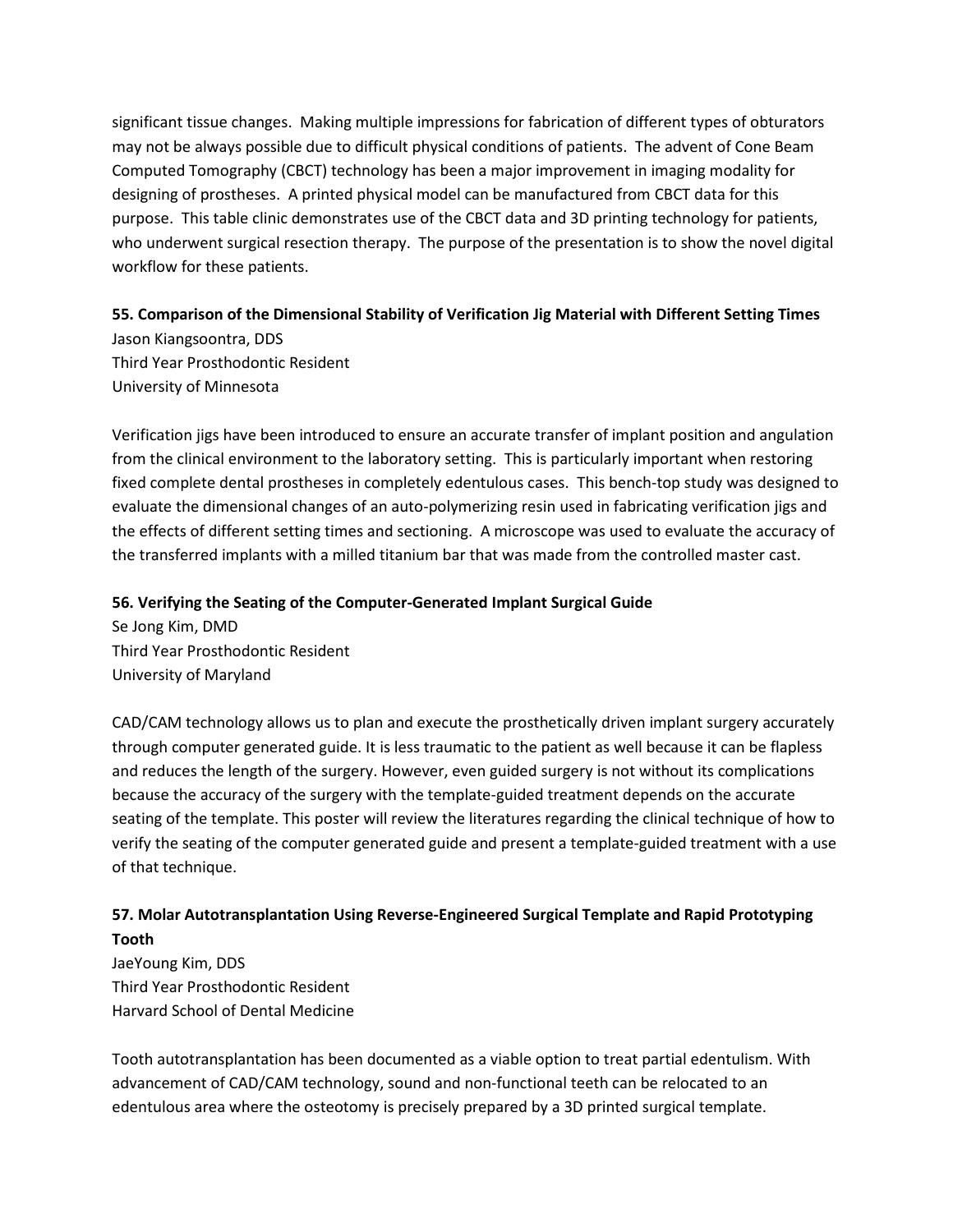significant tissue changes. Making multiple impressions for fabrication of different types of obturators may not be always possible due to difficult physical conditions of patients. The advent of Cone Beam Computed Tomography (CBCT) technology has been a major improvement in imaging modality for designing of prostheses. A printed physical model can be manufactured from CBCT data for this purpose. This table clinic demonstrates use of the CBCT data and 3D printing technology for patients, who underwent surgical resection therapy. The purpose of the presentation is to show the novel digital workflow for these patients.

**55. Comparison of the Dimensional Stability of Verification Jig Material with Different Setting Times**

Jason Kiangsoontra, DDS
Third Year Prosthodontic Resident
University of Minnesota

Verification jigs have been introduced to ensure an accurate transfer of implant position and angulation from the clinical environment to the laboratory setting. This is particularly important when restoring fixed complete dental prostheses in completely edentulous cases. This bench-top study was designed to evaluate the dimensional changes of an auto-polymerizing resin used in fabricating verification jigs and the effects of different setting times and sectioning. A microscope was used to evaluate the accuracy of the transferred implants with a milled titanium bar that was made from the controlled master cast.

**56. Verifying the Seating of the Computer-Generated Implant Surgical Guide**

Se Jong Kim, DMD
Third Year Prosthodontic Resident
University of Maryland

CAD/CAM technology allows us to plan and execute the prosthetically driven implant surgery accurately through computer generated guide. It is less traumatic to the patient as well because it can be flapless and reduces the length of the surgery. However, even guided surgery is not without its complications because the accuracy of the surgery with the template-guided treatment depends on the accurate seating of the template. This poster will review the literatures regarding the clinical technique of how to verify the seating of the computer generated guide and present a template-guided treatment with a use of that technique.

**57. Molar Autotransplantation Using Reverse-Engineered Surgical Template and Rapid Prototyping Tooth**

JaeYoung Kim, DDS
Third Year Prosthodontic Resident
Harvard School of Dental Medicine

Tooth autotransplantation has been documented as a viable option to treat partial edentulism. With advancement of CAD/CAM technology, sound and non-functional teeth can be relocated to an edentulous area where the osteotomy is precisely prepared by a 3D printed surgical template.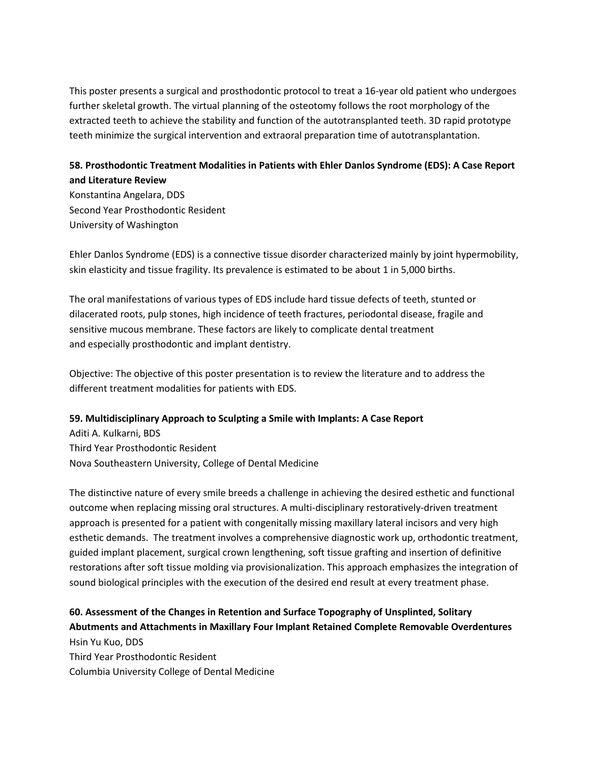This poster presents a surgical and prosthodontic protocol to treat a 16-year old patient who undergoes further skeletal growth. The virtual planning of the osteotomy follows the root morphology of the extracted teeth to achieve the stability and function of the autotransplanted teeth. 3D rapid prototype teeth minimize the surgical intervention and extraoral preparation time of autotransplantation.

### 58. Prosthodontic Treatment Modalities in Patients with Ehler Danlos Syndrome (EDS): A Case Report and Literature Review

Konstantina Angelara, DDS
Second Year Prosthodontic Resident
University of Washington

Ehler Danlos Syndrome (EDS) is a connective tissue disorder characterized mainly by joint hypermobility, skin elasticity and tissue fragility. Its prevalence is estimated to be about 1 in 5,000 births.

The oral manifestations of various types of EDS include hard tissue defects of teeth, stunted or dilacerated roots, pulp stones, high incidence of teeth fractures, periodontal disease, fragile and sensitive mucous membrane. These factors are likely to complicate dental treatment and especially prosthodontic and implant dentistry.

Objective: The objective of this poster presentation is to review the literature and to address the different treatment modalities for patients with EDS.

### 59. Multidisciplinary Approach to Sculpting a Smile with Implants: A Case Report

Aditi A. Kulkarni, BDS
Third Year Prosthodontic Resident
Nova Southeastern University, College of Dental Medicine

The distinctive nature of every smile breeds a challenge in achieving the desired esthetic and functional outcome when replacing missing oral structures. A multi-disciplinary restoratively-driven treatment approach is presented for a patient with congenitally missing maxillary lateral incisors and very high esthetic demands. The treatment involves a comprehensive diagnostic work up, orthodontic treatment, guided implant placement, surgical crown lengthening, soft tissue grafting and insertion of definitive restorations after soft tissue molding via provisionalization. This approach emphasizes the integration of sound biological principles with the execution of the desired end result at every treatment phase.

### 60. Assessment of the Changes in Retention and Surface Topography of Unsplinted, Solitary Abutments and Attachments in Maxillary Four Implant Retained Complete Removable Overdentures

Hsin Yu Kuo, DDS
Third Year Prosthodontic Resident
Columbia University College of Dental Medicine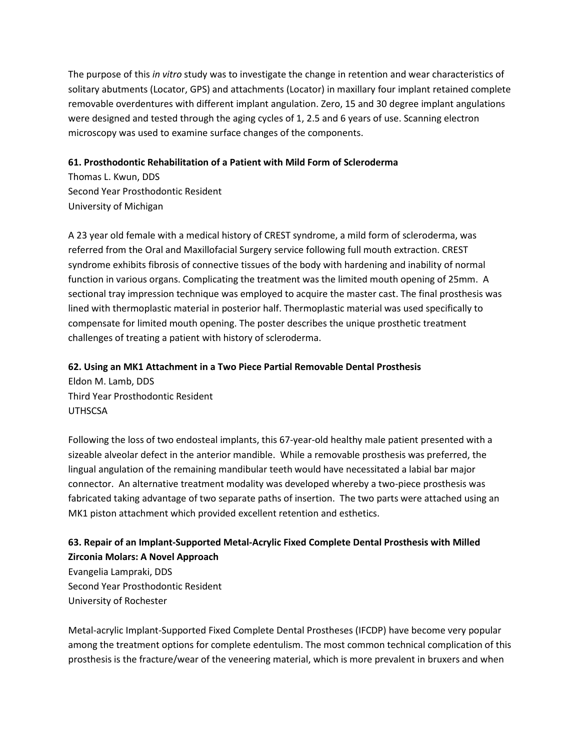The purpose of this *in vitro* study was to investigate the change in retention and wear characteristics of solitary abutments (Locator, GPS) and attachments (Locator) in maxillary four implant retained complete removable overdentures with different implant angulation. Zero, 15 and 30 degree implant angulations were designed and tested through the aging cycles of 1, 2.5 and 6 years of use. Scanning electron microscopy was used to examine surface changes of the components.

**61. Prosthodontic Rehabilitation of a Patient with Mild Form of Scleroderma**

Thomas L. Kwun, DDS
Second Year Prosthodontic Resident
University of Michigan

A 23 year old female with a medical history of CREST syndrome, a mild form of scleroderma, was referred from the Oral and Maxillofacial Surgery service following full mouth extraction. CREST syndrome exhibits fibrosis of connective tissues of the body with hardening and inability of normal function in various organs. Complicating the treatment was the limited mouth opening of 25mm. A sectional tray impression technique was employed to acquire the master cast. The final prosthesis was lined with thermoplastic material in posterior half. Thermoplastic material was used specifically to compensate for limited mouth opening. The poster describes the unique prosthetic treatment challenges of treating a patient with history of scleroderma.

**62. Using an MK1 Attachment in a Two Piece Partial Removable Dental Prosthesis**

Eldon M. Lamb, DDS
Third Year Prosthodontic Resident
UTHSCSA

Following the loss of two endosteal implants, this 67-year-old healthy male patient presented with a sizeable alveolar defect in the anterior mandible. While a removable prosthesis was preferred, the lingual angulation of the remaining mandibular teeth would have necessitated a labial bar major connector. An alternative treatment modality was developed whereby a two-piece prosthesis was fabricated taking advantage of two separate paths of insertion. The two parts were attached using an MK1 piston attachment which provided excellent retention and esthetics.

**63. Repair of an Implant-Supported Metal-Acrylic Fixed Complete Dental Prosthesis with Milled Zirconia Molars: A Novel Approach**

Evangelia Lampraki, DDS
Second Year Prosthodontic Resident
University of Rochester

Metal-acrylic Implant-Supported Fixed Complete Dental Prostheses (IFCDP) have become very popular among the treatment options for complete edentulism. The most common technical complication of this prosthesis is the fracture/wear of the veneering material, which is more prevalent in bruxers and when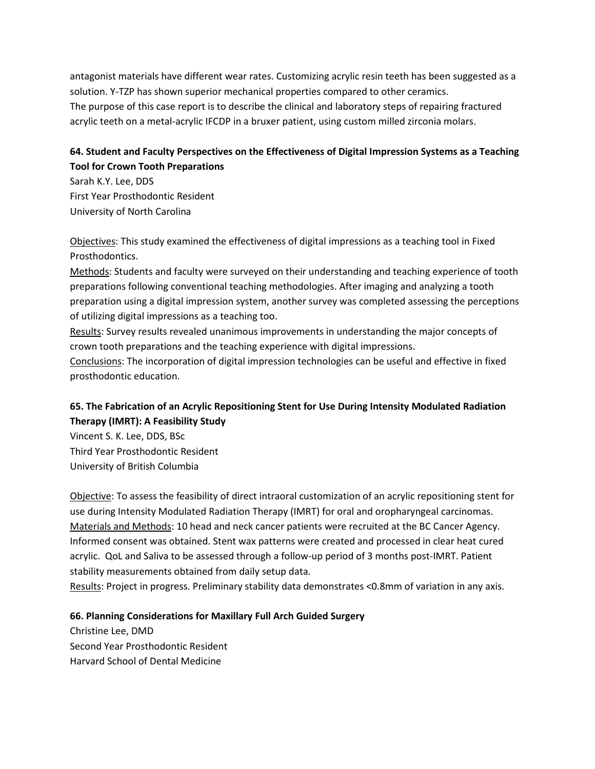antagonist materials have different wear rates. Customizing acrylic resin teeth has been suggested as a solution. Y-TZP has shown superior mechanical properties compared to other ceramics.
The purpose of this case report is to describe the clinical and laboratory steps of repairing fractured acrylic teeth on a metal-acrylic IFCDP in a bruxer patient, using custom milled zirconia molars.

**64. Student and Faculty Perspectives on the Effectiveness of Digital Impression Systems as a Teaching Tool for Crown Tooth Preparations**

Sarah K.Y. Lee, DDS
First Year Prosthodontic Resident
University of North Carolina

Objectives: This study examined the effectiveness of digital impressions as a teaching tool in Fixed Prosthodontics.
Methods: Students and faculty were surveyed on their understanding and teaching experience of tooth preparations following conventional teaching methodologies. After imaging and analyzing a tooth preparation using a digital impression system, another survey was completed assessing the perceptions of utilizing digital impressions as a teaching too.
Results: Survey results revealed unanimous improvements in understanding the major concepts of crown tooth preparations and the teaching experience with digital impressions.
Conclusions: The incorporation of digital impression technologies can be useful and effective in fixed prosthodontic education.

**65. The Fabrication of an Acrylic Repositioning Stent for Use During Intensity Modulated Radiation Therapy (IMRT): A Feasibility Study**

Vincent S. K. Lee, DDS, BSc
Third Year Prosthodontic Resident
University of British Columbia

Objective: To assess the feasibility of direct intraoral customization of an acrylic repositioning stent for use during Intensity Modulated Radiation Therapy (IMRT) for oral and oropharyngeal carcinomas.
Materials and Methods: 10 head and neck cancer patients were recruited at the BC Cancer Agency. Informed consent was obtained. Stent wax patterns were created and processed in clear heat cured acrylic. QoL and Saliva to be assessed through a follow-up period of 3 months post-IMRT. Patient stability measurements obtained from daily setup data.
Results: Project in progress. Preliminary stability data demonstrates <0.8mm of variation in any axis.

**66. Planning Considerations for Maxillary Full Arch Guided Surgery**

Christine Lee, DMD
Second Year Prosthodontic Resident
Harvard School of Dental Medicine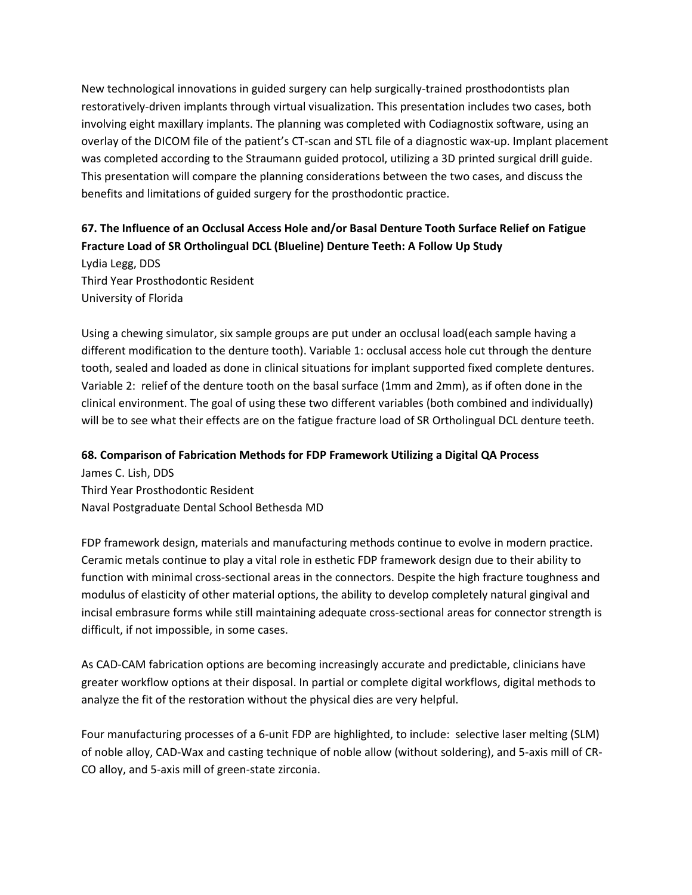New technological innovations in guided surgery can help surgically-trained prosthodontists plan restoratively-driven implants through virtual visualization. This presentation includes two cases, both involving eight maxillary implants. The planning was completed with Codiagnostix software, using an overlay of the DICOM file of the patient's CT-scan and STL file of a diagnostic wax-up. Implant placement was completed according to the Straumann guided protocol, utilizing a 3D printed surgical drill guide. This presentation will compare the planning considerations between the two cases, and discuss the benefits and limitations of guided surgery for the prosthodontic practice.

**67. The Influence of an Occlusal Access Hole and/or Basal Denture Tooth Surface Relief on Fatigue Fracture Load of SR Ortholingual DCL (Blueline) Denture Teeth: A Follow Up Study**

Lydia Legg, DDS
Third Year Prosthodontic Resident
University of Florida

Using a chewing simulator, six sample groups are put under an occlusal load(each sample having a different modification to the denture tooth). Variable 1: occlusal access hole cut through the denture tooth, sealed and loaded as done in clinical situations for implant supported fixed complete dentures. Variable 2: relief of the denture tooth on the basal surface (1mm and 2mm), as if often done in the clinical environment. The goal of using these two different variables (both combined and individually) will be to see what their effects are on the fatigue fracture load of SR Ortholingual DCL denture teeth.

**68. Comparison of Fabrication Methods for FDP Framework Utilizing a Digital QA Process**

James C. Lish, DDS
Third Year Prosthodontic Resident
Naval Postgraduate Dental School Bethesda MD

FDP framework design, materials and manufacturing methods continue to evolve in modern practice. Ceramic metals continue to play a vital role in esthetic FDP framework design due to their ability to function with minimal cross-sectional areas in the connectors. Despite the high fracture toughness and modulus of elasticity of other material options, the ability to develop completely natural gingival and incisal embrasure forms while still maintaining adequate cross-sectional areas for connector strength is difficult, if not impossible, in some cases.

As CAD-CAM fabrication options are becoming increasingly accurate and predictable, clinicians have greater workflow options at their disposal. In partial or complete digital workflows, digital methods to analyze the fit of the restoration without the physical dies are very helpful.

Four manufacturing processes of a 6-unit FDP are highlighted, to include: selective laser melting (SLM) of noble alloy, CAD-Wax and casting technique of noble allow (without soldering), and 5-axis mill of CR-CO alloy, and 5-axis mill of green-state zirconia.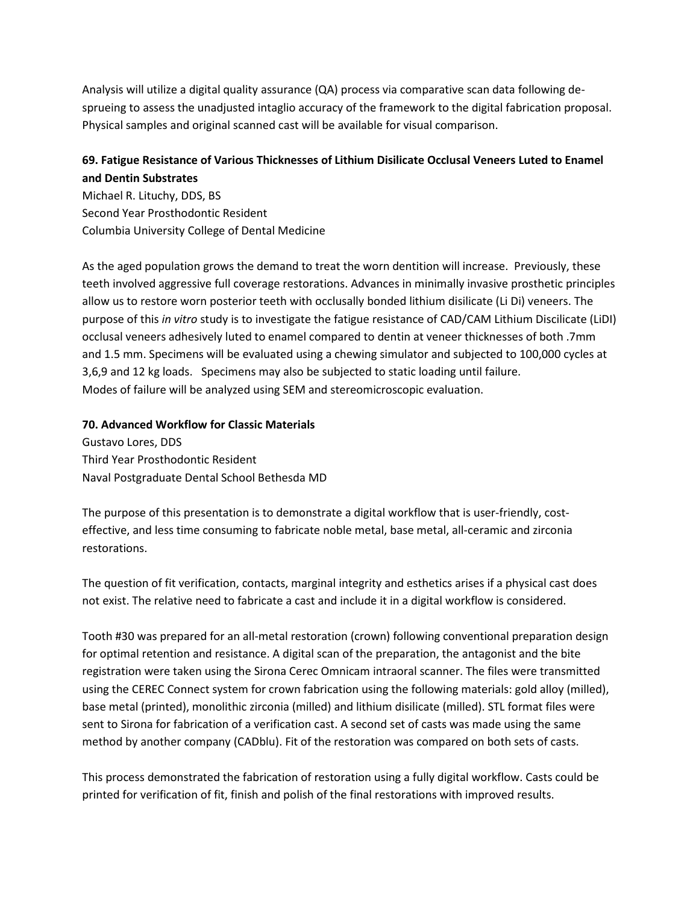Analysis will utilize a digital quality assurance (QA) process via comparative scan data following de-sprueing to assess the unadjusted intaglio accuracy of the framework to the digital fabrication proposal. Physical samples and original scanned cast will be available for visual comparison.

**69. Fatigue Resistance of Various Thicknesses of Lithium Disilicate Occlusal Veneers Luted to Enamel and Dentin Substrates**
Michael R. Lituchy, DDS, BS
Second Year Prosthodontic Resident
Columbia University College of Dental Medicine

As the aged population grows the demand to treat the worn dentition will increase. Previously, these teeth involved aggressive full coverage restorations. Advances in minimally invasive prosthetic principles allow us to restore worn posterior teeth with occlusally bonded lithium disilicate (Li Di) veneers. The purpose of this *in vitro* study is to investigate the fatigue resistance of CAD/CAM Lithium Discilicate (LiDI) occlusal veneers adhesively luted to enamel compared to dentin at veneer thicknesses of both .7mm and 1.5 mm. Specimens will be evaluated using a chewing simulator and subjected to 100,000 cycles at 3,6,9 and 12 kg loads. Specimens may also be subjected to static loading until failure.
Modes of failure will be analyzed using SEM and stereomicroscopic evaluation.

**70. Advanced Workflow for Classic Materials**
Gustavo Lores, DDS
Third Year Prosthodontic Resident
Naval Postgraduate Dental School Bethesda MD

The purpose of this presentation is to demonstrate a digital workflow that is user-friendly, cost-effective, and less time consuming to fabricate noble metal, base metal, all-ceramic and zirconia restorations.

The question of fit verification, contacts, marginal integrity and esthetics arises if a physical cast does not exist. The relative need to fabricate a cast and include it in a digital workflow is considered.

Tooth #30 was prepared for an all-metal restoration (crown) following conventional preparation design for optimal retention and resistance. A digital scan of the preparation, the antagonist and the bite registration were taken using the Sirona Cerec Omnicam intraoral scanner. The files were transmitted using the CEREC Connect system for crown fabrication using the following materials: gold alloy (milled), base metal (printed), monolithic zirconia (milled) and lithium disilicate (milled). STL format files were sent to Sirona for fabrication of a verification cast. A second set of casts was made using the same method by another company (CADblu). Fit of the restoration was compared on both sets of casts.

This process demonstrated the fabrication of restoration using a fully digital workflow. Casts could be printed for verification of fit, finish and polish of the final restorations with improved results.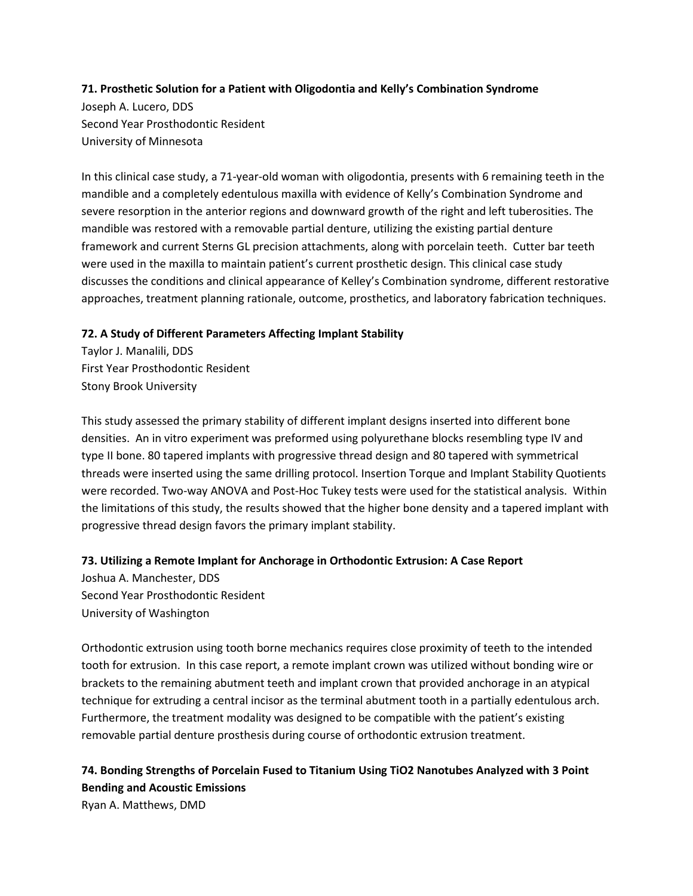**71. Prosthetic Solution for a Patient with Oligodontia and Kelly's Combination Syndrome**
Joseph A. Lucero, DDS
Second Year Prosthodontic Resident
University of Minnesota

In this clinical case study, a 71-year-old woman with oligodontia, presents with 6 remaining teeth in the mandible and a completely edentulous maxilla with evidence of Kelly's Combination Syndrome and severe resorption in the anterior regions and downward growth of the right and left tuberosities. The mandible was restored with a removable partial denture, utilizing the existing partial denture framework and current Sterns GL precision attachments, along with porcelain teeth. Cutter bar teeth were used in the maxilla to maintain patient's current prosthetic design. This clinical case study discusses the conditions and clinical appearance of Kelley's Combination syndrome, different restorative approaches, treatment planning rationale, outcome, prosthetics, and laboratory fabrication techniques.

**72. A Study of Different Parameters Affecting Implant Stability**
Taylor J. Manalili, DDS
First Year Prosthodontic Resident
Stony Brook University

This study assessed the primary stability of different implant designs inserted into different bone densities. An in vitro experiment was preformed using polyurethane blocks resembling type IV and type II bone. 80 tapered implants with progressive thread design and 80 tapered with symmetrical threads were inserted using the same drilling protocol. Insertion Torque and Implant Stability Quotients were recorded. Two-way ANOVA and Post-Hoc Tukey tests were used for the statistical analysis. Within the limitations of this study, the results showed that the higher bone density and a tapered implant with progressive thread design favors the primary implant stability.

**73. Utilizing a Remote Implant for Anchorage in Orthodontic Extrusion: A Case Report**
Joshua A. Manchester, DDS
Second Year Prosthodontic Resident
University of Washington

Orthodontic extrusion using tooth borne mechanics requires close proximity of teeth to the intended tooth for extrusion. In this case report, a remote implant crown was utilized without bonding wire or brackets to the remaining abutment teeth and implant crown that provided anchorage in an atypical technique for extruding a central incisor as the terminal abutment tooth in a partially edentulous arch. Furthermore, the treatment modality was designed to be compatible with the patient's existing removable partial denture prosthesis during course of orthodontic extrusion treatment.

**74. Bonding Strengths of Porcelain Fused to Titanium Using $TiO_2$ Nanotubes Analyzed with 3 Point Bending and Acoustic Emissions**
Ryan A. Matthews, DMD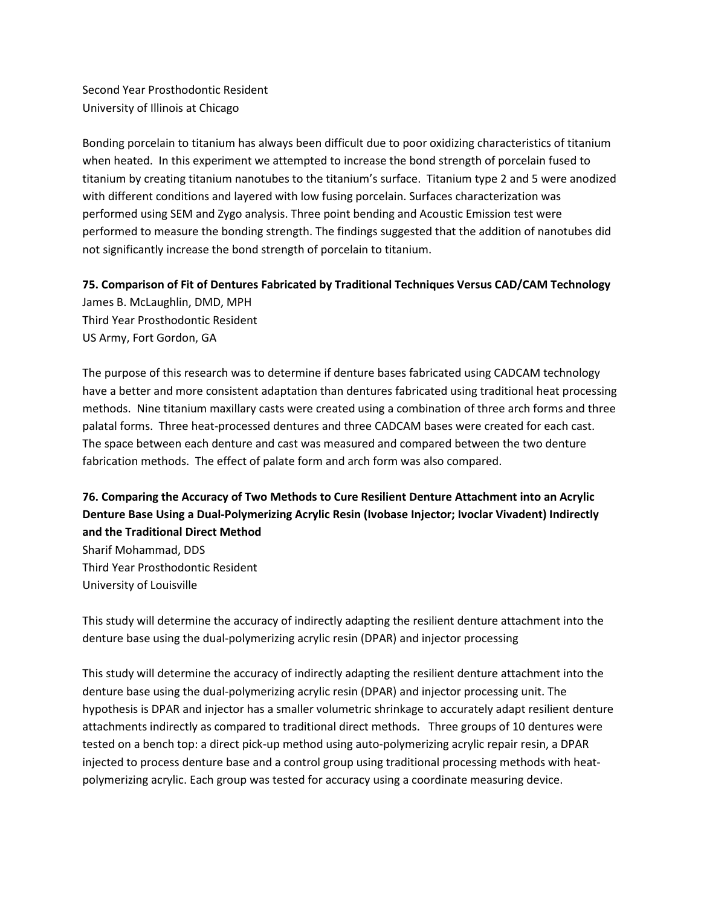Second Year Prosthodontic Resident
University of Illinois at Chicago

Bonding porcelain to titanium has always been difficult due to poor oxidizing characteristics of titanium when heated. In this experiment we attempted to increase the bond strength of porcelain fused to titanium by creating titanium nanotubes to the titanium's surface. Titanium type 2 and 5 were anodized with different conditions and layered with low fusing porcelain. Surfaces characterization was performed using SEM and Zygo analysis. Three point bending and Acoustic Emission test were performed to measure the bonding strength. The findings suggested that the addition of nanotubes did not significantly increase the bond strength of porcelain to titanium.

**75. Comparison of Fit of Dentures Fabricated by Traditional Techniques Versus CAD/CAM Technology**

James B. McLaughlin, DMD, MPH
Third Year Prosthodontic Resident
US Army, Fort Gordon, GA

The purpose of this research was to determine if denture bases fabricated using CADCAM technology have a better and more consistent adaptation than dentures fabricated using traditional heat processing methods. Nine titanium maxillary casts were created using a combination of three arch forms and three palatal forms. Three heat-processed dentures and three CADCAM bases were created for each cast. The space between each denture and cast was measured and compared between the two denture fabrication methods. The effect of palate form and arch form was also compared.

**76. Comparing the Accuracy of Two Methods to Cure Resilient Denture Attachment into an Acrylic Denture Base Using a Dual-Polymerizing Acrylic Resin (Ivobase Injector; Ivoclar Vivadent) Indirectly and the Traditional Direct Method**

Sharif Mohammad, DDS
Third Year Prosthodontic Resident
University of Louisville

This study will determine the accuracy of indirectly adapting the resilient denture attachment into the denture base using the dual-polymerizing acrylic resin (DPAR) and injector processing

This study will determine the accuracy of indirectly adapting the resilient denture attachment into the denture base using the dual-polymerizing acrylic resin (DPAR) and injector processing unit. The hypothesis is DPAR and injector has a smaller volumetric shrinkage to accurately adapt resilient denture attachments indirectly as compared to traditional direct methods. Three groups of 10 dentures were tested on a bench top: a direct pick-up method using auto-polymerizing acrylic repair resin, a DPAR injected to process denture base and a control group using traditional processing methods with heat-polymerizing acrylic. Each group was tested for accuracy using a coordinate measuring device.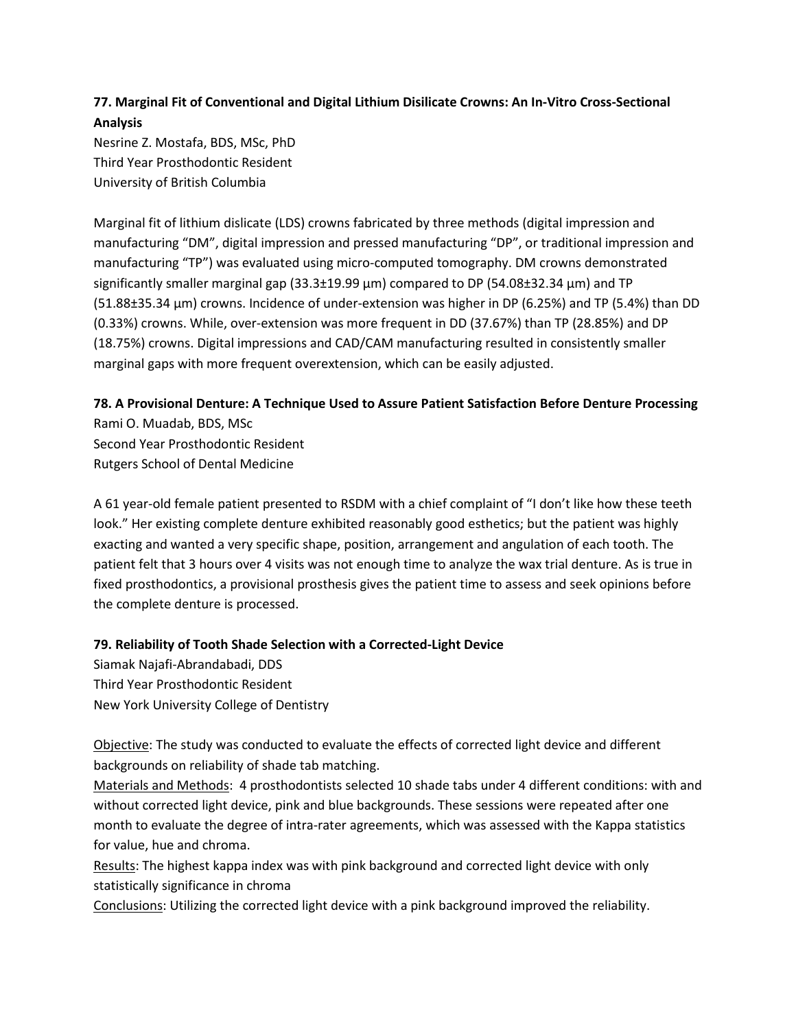**77. Marginal Fit of Conventional and Digital Lithium Disilicate Crowns: An In-Vitro Cross-Sectional Analysis**
Nesrine Z. Mostafa, BDS, MSc, PhD
Third Year Prosthodontic Resident
University of British Columbia

Marginal fit of lithium dislicate (LDS) crowns fabricated by three methods (digital impression and manufacturing "DM", digital impression and pressed manufacturing "DP", or traditional impression and manufacturing "TP") was evaluated using micro-computed tomography. DM crowns demonstrated significantly smaller marginal gap (33.3±19.99 µm) compared to DP (54.08±32.34 µm) and TP (51.88±35.34 µm) crowns. Incidence of under-extension was higher in DP (6.25%) and TP (5.4%) than DD (0.33%) crowns. While, over-extension was more frequent in DD (37.67%) than TP (28.85%) and DP (18.75%) crowns. Digital impressions and CAD/CAM manufacturing resulted in consistently smaller marginal gaps with more frequent overextension, which can be easily adjusted.

**78. A Provisional Denture: A Technique Used to Assure Patient Satisfaction Before Denture Processing**
Rami O. Muadab, BDS, MSc
Second Year Prosthodontic Resident
Rutgers School of Dental Medicine

A 61 year-old female patient presented to RSDM with a chief complaint of "I don't like how these teeth look." Her existing complete denture exhibited reasonably good esthetics; but the patient was highly exacting and wanted a very specific shape, position, arrangement and angulation of each tooth. The patient felt that 3 hours over 4 visits was not enough time to analyze the wax trial denture. As is true in fixed prosthodontics, a provisional prosthesis gives the patient time to assess and seek opinions before the complete denture is processed.

**79. Reliability of Tooth Shade Selection with a Corrected-Light Device**
Siamak Najafi-Abrandabadi, DDS
Third Year Prosthodontic Resident
New York University College of Dentistry

Objective: The study was conducted to evaluate the effects of corrected light device and different backgrounds on reliability of shade tab matching.
Materials and Methods: 4 prosthodontists selected 10 shade tabs under 4 different conditions: with and without corrected light device, pink and blue backgrounds. These sessions were repeated after one month to evaluate the degree of intra-rater agreements, which was assessed with the Kappa statistics for value, hue and chroma.
Results: The highest kappa index was with pink background and corrected light device with only statistically significance in chroma
Conclusions: Utilizing the corrected light device with a pink background improved the reliability.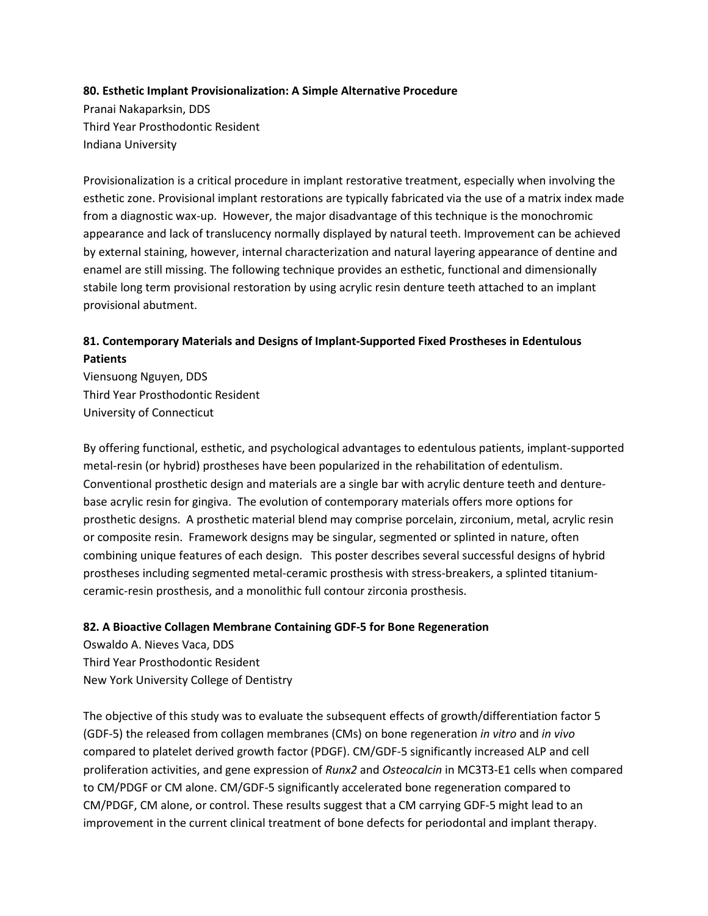**80. Esthetic Implant Provisionalization: A Simple Alternative Procedure**

Pranai Nakaparksin, DDS
Third Year Prosthodontic Resident
Indiana University

Provisionalization is a critical procedure in implant restorative treatment, especially when involving the esthetic zone. Provisional implant restorations are typically fabricated via the use of a matrix index made from a diagnostic wax-up. However, the major disadvantage of this technique is the monochromic appearance and lack of translucency normally displayed by natural teeth. Improvement can be achieved by external staining, however, internal characterization and natural layering appearance of dentine and enamel are still missing. The following technique provides an esthetic, functional and dimensionally stabile long term provisional restoration by using acrylic resin denture teeth attached to an implant provisional abutment.

**81. Contemporary Materials and Designs of Implant-Supported Fixed Prostheses in Edentulous Patients**

Viensuong Nguyen, DDS
Third Year Prosthodontic Resident
University of Connecticut

By offering functional, esthetic, and psychological advantages to edentulous patients, implant-supported metal-resin (or hybrid) prostheses have been popularized in the rehabilitation of edentulism. Conventional prosthetic design and materials are a single bar with acrylic denture teeth and denture-base acrylic resin for gingiva. The evolution of contemporary materials offers more options for prosthetic designs. A prosthetic material blend may comprise porcelain, zirconium, metal, acrylic resin or composite resin. Framework designs may be singular, segmented or splinted in nature, often combining unique features of each design. This poster describes several successful designs of hybrid prostheses including segmented metal-ceramic prosthesis with stress-breakers, a splinted titanium-ceramic-resin prosthesis, and a monolithic full contour zirconia prosthesis.

**82. A Bioactive Collagen Membrane Containing GDF-5 for Bone Regeneration**

Oswaldo A. Nieves Vaca, DDS
Third Year Prosthodontic Resident
New York University College of Dentistry

The objective of this study was to evaluate the subsequent effects of growth/differentiation factor 5 (GDF-5) the released from collagen membranes (CMs) on bone regeneration *in vitro* and *in vivo* compared to platelet derived growth factor (PDGF). CM/GDF-5 significantly increased ALP and cell proliferation activities, and gene expression of *Runx2* and *Osteocalcin* in MC3T3-E1 cells when compared to CM/PDGF or CM alone. CM/GDF-5 significantly accelerated bone regeneration compared to CM/PDGF, CM alone, or control. These results suggest that a CM carrying GDF-5 might lead to an improvement in the current clinical treatment of bone defects for periodontal and implant therapy.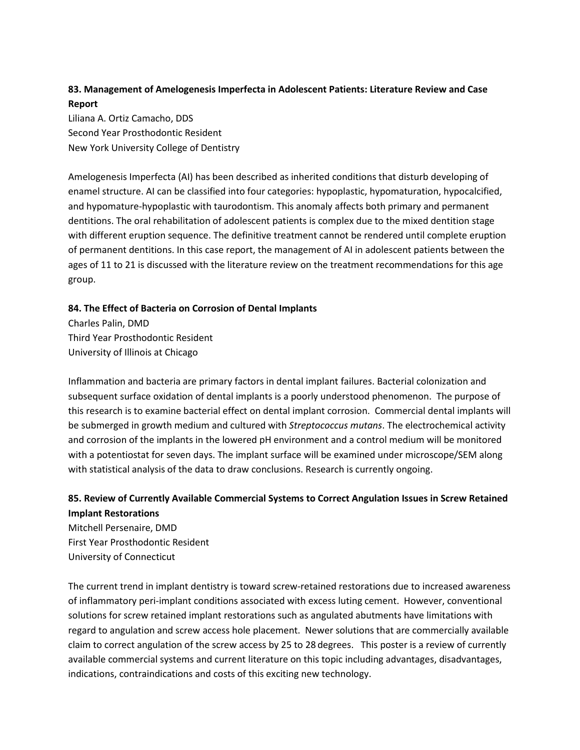**83. Management of Amelogenesis Imperfecta in Adolescent Patients: Literature Review and Case Report**

Liliana A. Ortiz Camacho, DDS
Second Year Prosthodontic Resident
New York University College of Dentistry

Amelogenesis Imperfecta (AI) has been described as inherited conditions that disturb developing of enamel structure. AI can be classified into four categories: hypoplastic, hypomaturation, hypocalcified, and hypomature-hypoplastic with taurodontism. This anomaly affects both primary and permanent dentitions. The oral rehabilitation of adolescent patients is complex due to the mixed dentition stage with different eruption sequence. The definitive treatment cannot be rendered until complete eruption of permanent dentitions. In this case report, the management of AI in adolescent patients between the ages of 11 to 21 is discussed with the literature review on the treatment recommendations for this age group.

**84. The Effect of Bacteria on Corrosion of Dental Implants**

Charles Palin, DMD
Third Year Prosthodontic Resident
University of Illinois at Chicago

Inflammation and bacteria are primary factors in dental implant failures. Bacterial colonization and subsequent surface oxidation of dental implants is a poorly understood phenomenon. The purpose of this research is to examine bacterial effect on dental implant corrosion. Commercial dental implants will be submerged in growth medium and cultured with *Streptococcus mutans*. The electrochemical activity and corrosion of the implants in the lowered pH environment and a control medium will be monitored with a potentiostat for seven days. The implant surface will be examined under microscope/SEM along with statistical analysis of the data to draw conclusions. Research is currently ongoing.

**85. Review of Currently Available Commercial Systems to Correct Angulation Issues in Screw Retained Implant Restorations**

Mitchell Persenaire, DMD
First Year Prosthodontic Resident
University of Connecticut

The current trend in implant dentistry is toward screw-retained restorations due to increased awareness of inflammatory peri-implant conditions associated with excess luting cement. However, conventional solutions for screw retained implant restorations such as angulated abutments have limitations with regard to angulation and screw access hole placement. Newer solutions that are commercially available claim to correct angulation of the screw access by 25 to 28 degrees. This poster is a review of currently available commercial systems and current literature on this topic including advantages, disadvantages, indications, contraindications and costs of this exciting new technology.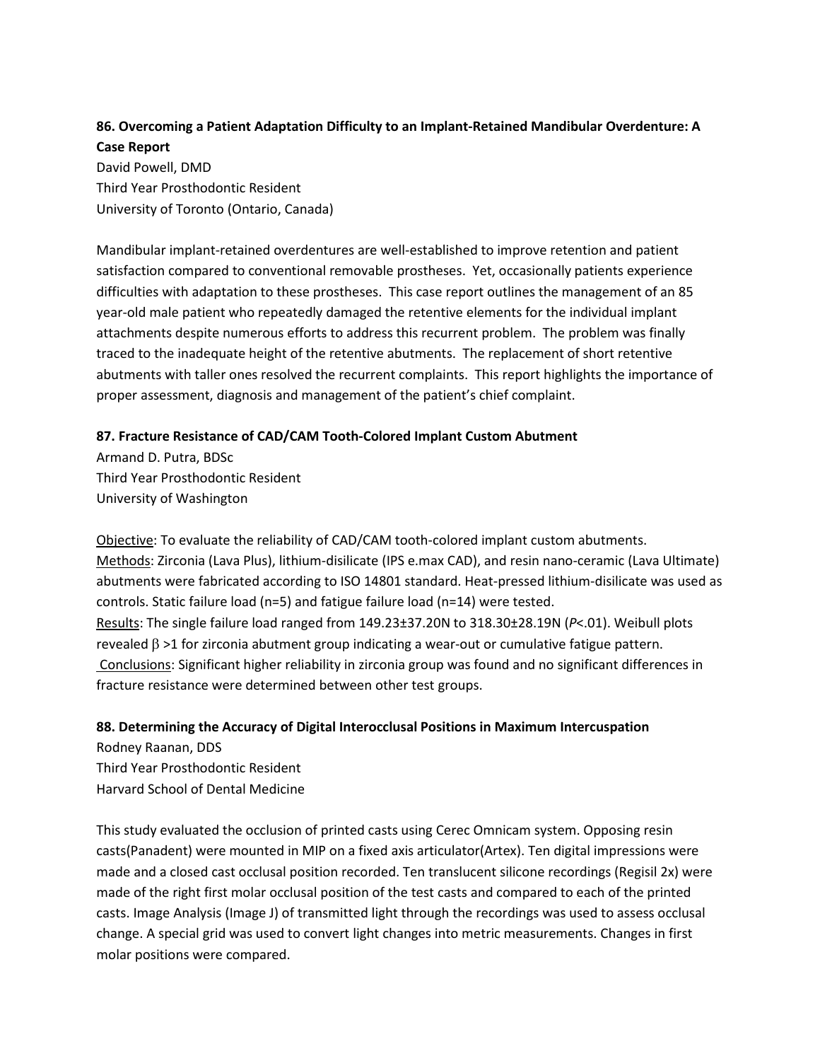**86. Overcoming a Patient Adaptation Difficulty to an Implant-Retained Mandibular Overdenture: A Case Report**

David Powell, DMD
Third Year Prosthodontic Resident
University of Toronto (Ontario, Canada)

Mandibular implant-retained overdentures are well-established to improve retention and patient satisfaction compared to conventional removable prostheses. Yet, occasionally patients experience difficulties with adaptation to these prostheses. This case report outlines the management of an 85 year-old male patient who repeatedly damaged the retentive elements for the individual implant attachments despite numerous efforts to address this recurrent problem. The problem was finally traced to the inadequate height of the retentive abutments. The replacement of short retentive abutments with taller ones resolved the recurrent complaints. This report highlights the importance of proper assessment, diagnosis and management of the patient's chief complaint.

**87. Fracture Resistance of CAD/CAM Tooth-Colored Implant Custom Abutment**

Armand D. Putra, BDSc
Third Year Prosthodontic Resident
University of Washington

Objective: To evaluate the reliability of CAD/CAM tooth-colored implant custom abutments.
Methods: Zirconia (Lava Plus), lithium-disilicate (IPS e.max CAD), and resin nano-ceramic (Lava Ultimate) abutments were fabricated according to ISO 14801 standard. Heat-pressed lithium-disilicate was used as controls. Static failure load (n=5) and fatigue failure load (n=14) were tested.
Results: The single failure load ranged from 149.23±37.20N to 318.30±28.19N (*P*<.01). Weibull plots revealed $\beta$ >1 for zirconia abutment group indicating a wear-out or cumulative fatigue pattern.
Conclusions: Significant higher reliability in zirconia group was found and no significant differences in fracture resistance were determined between other test groups.

**88. Determining the Accuracy of Digital Interocclusal Positions in Maximum Intercuspation**

Rodney Raanan, DDS
Third Year Prosthodontic Resident
Harvard School of Dental Medicine

This study evaluated the occlusion of printed casts using Cerec Omnicam system. Opposing resin casts(Panadent) were mounted in MIP on a fixed axis articulator(Artex). Ten digital impressions were made and a closed cast occlusal position recorded. Ten translucent silicone recordings (Regisil 2x) were made of the right first molar occlusal position of the test casts and compared to each of the printed casts. Image Analysis (Image J) of transmitted light through the recordings was used to assess occlusal change. A special grid was used to convert light changes into metric measurements. Changes in first molar positions were compared.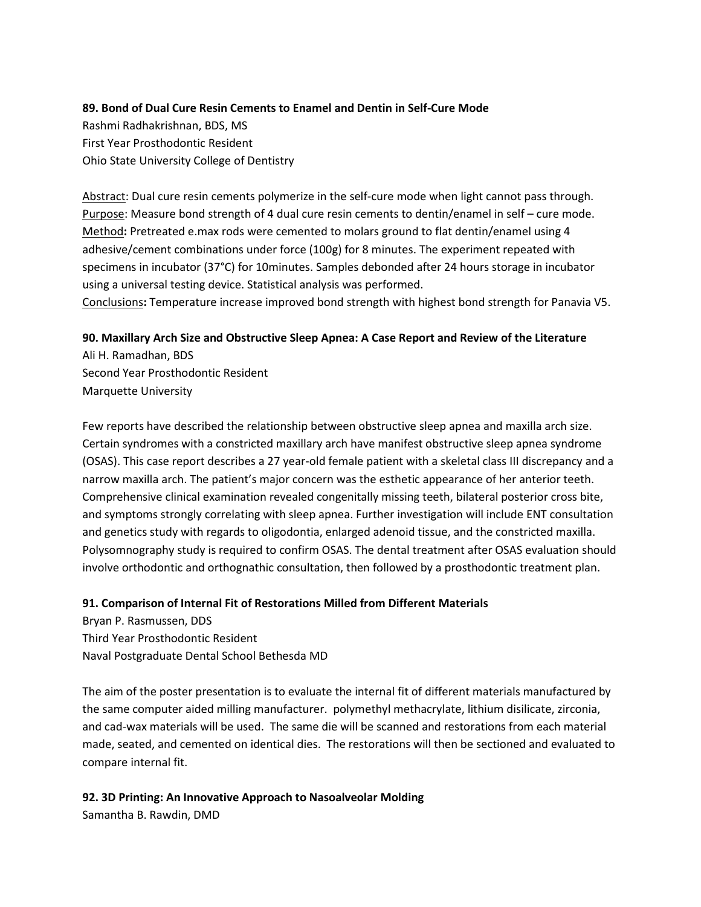**89. Bond of Dual Cure Resin Cements to Enamel and Dentin in Self-Cure Mode**

Rashmi Radhakrishnan, BDS, MS
First Year Prosthodontic Resident
Ohio State University College of Dentistry

Abstract: Dual cure resin cements polymerize in the self-cure mode when light cannot pass through. Purpose: Measure bond strength of 4 dual cure resin cements to dentin/enamel in self – cure mode. Method**:** Pretreated e.max rods were cemented to molars ground to flat dentin/enamel using 4 adhesive/cement combinations under force (100g) for 8 minutes. The experiment repeated with specimens in incubator (37°C) for 10minutes. Samples debonded after 24 hours storage in incubator using a universal testing device. Statistical analysis was performed.
Conclusions**:** Temperature increase improved bond strength with highest bond strength for Panavia V5.

**90. Maxillary Arch Size and Obstructive Sleep Apnea: A Case Report and Review of the Literature**

Ali H. Ramadhan, BDS
Second Year Prosthodontic Resident
Marquette University

Few reports have described the relationship between obstructive sleep apnea and maxilla arch size. Certain syndromes with a constricted maxillary arch have manifest obstructive sleep apnea syndrome (OSAS). This case report describes a 27 year-old female patient with a skeletal class III discrepancy and a narrow maxilla arch. The patient's major concern was the esthetic appearance of her anterior teeth. Comprehensive clinical examination revealed congenitally missing teeth, bilateral posterior cross bite, and symptoms strongly correlating with sleep apnea. Further investigation will include ENT consultation and genetics study with regards to oligodontia, enlarged adenoid tissue, and the constricted maxilla. Polysomnography study is required to confirm OSAS. The dental treatment after OSAS evaluation should involve orthodontic and orthognathic consultation, then followed by a prosthodontic treatment plan.

**91. Comparison of Internal Fit of Restorations Milled from Different Materials**

Bryan P. Rasmussen, DDS
Third Year Prosthodontic Resident
Naval Postgraduate Dental School Bethesda MD

The aim of the poster presentation is to evaluate the internal fit of different materials manufactured by the same computer aided milling manufacturer. polymethyl methacrylate, lithium disilicate, zirconia, and cad-wax materials will be used. The same die will be scanned and restorations from each material made, seated, and cemented on identical dies. The restorations will then be sectioned and evaluated to compare internal fit.

**92. 3D Printing: An Innovative Approach to Nasoalveolar Molding**

Samantha B. Rawdin, DMD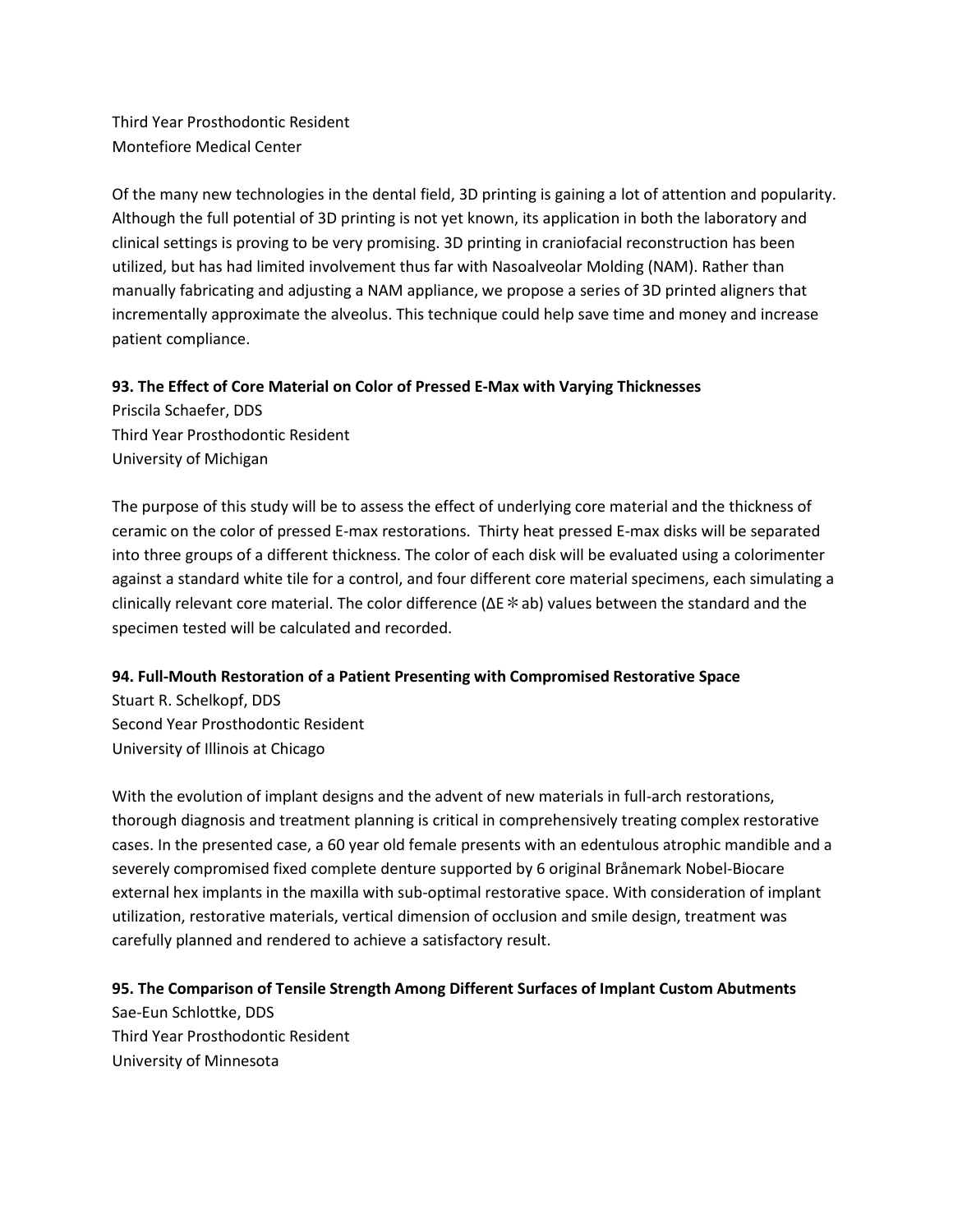Third Year Prosthodontic Resident
Montefiore Medical Center

Of the many new technologies in the dental field, 3D printing is gaining a lot of attention and popularity. Although the full potential of 3D printing is not yet known, its application in both the laboratory and clinical settings is proving to be very promising. 3D printing in craniofacial reconstruction has been utilized, but has had limited involvement thus far with Nasoalveolar Molding (NAM). Rather than manually fabricating and adjusting a NAM appliance, we propose a series of 3D printed aligners that incrementally approximate the alveolus. This technique could help save time and money and increase patient compliance.

**93. The Effect of Core Material on Color of Pressed E-Max with Varying Thicknesses**
Priscila Schaefer, DDS
Third Year Prosthodontic Resident
University of Michigan

The purpose of this study will be to assess the effect of underlying core material and the thickness of ceramic on the color of pressed E-max restorations. Thirty heat pressed E-max disks will be separated into three groups of a different thickness. The color of each disk will be evaluated using a colorimenter against a standard white tile for a control, and four different core material specimens, each simulating a clinically relevant core material. The color difference ($\Delta E^*ab$) values between the standard and the specimen tested will be calculated and recorded.

**94. Full-Mouth Restoration of a Patient Presenting with Compromised Restorative Space**
Stuart R. Schelkopf, DDS
Second Year Prosthodontic Resident
University of Illinois at Chicago

With the evolution of implant designs and the advent of new materials in full-arch restorations, thorough diagnosis and treatment planning is critical in comprehensively treating complex restorative cases. In the presented case, a 60 year old female presents with an edentulous atrophic mandible and a severely compromised fixed complete denture supported by 6 original Brånemark Nobel-Biocare external hex implants in the maxilla with sub-optimal restorative space. With consideration of implant utilization, restorative materials, vertical dimension of occlusion and smile design, treatment was carefully planned and rendered to achieve a satisfactory result.

**95. The Comparison of Tensile Strength Among Different Surfaces of Implant Custom Abutments**
Sae-Eun Schlottke, DDS
Third Year Prosthodontic Resident
University of Minnesota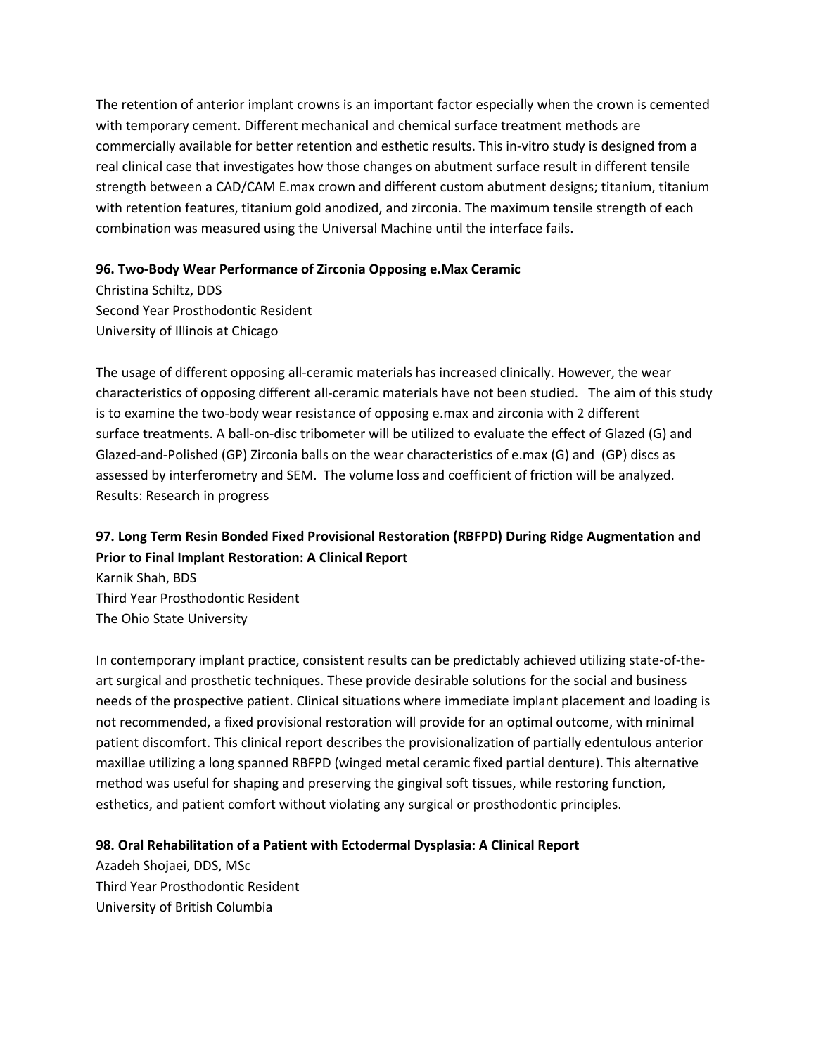The retention of anterior implant crowns is an important factor especially when the crown is cemented with temporary cement. Different mechanical and chemical surface treatment methods are commercially available for better retention and esthetic results. This in-vitro study is designed from a real clinical case that investigates how those changes on abutment surface result in different tensile strength between a CAD/CAM E.max crown and different custom abutment designs; titanium, titanium with retention features, titanium gold anodized, and zirconia. The maximum tensile strength of each combination was measured using the Universal Machine until the interface fails.

**96. Two-Body Wear Performance of Zirconia Opposing e.Max Ceramic**

Christina Schiltz, DDS
Second Year Prosthodontic Resident
University of Illinois at Chicago

The usage of different opposing all-ceramic materials has increased clinically. However, the wear characteristics of opposing different all-ceramic materials have not been studied. The aim of this study is to examine the two-body wear resistance of opposing e.max and zirconia with 2 different surface treatments. A ball-on-disc tribometer will be utilized to evaluate the effect of Glazed (G) and Glazed-and-Polished (GP) Zirconia balls on the wear characteristics of e.max (G) and (GP) discs as assessed by interferometry and SEM. The volume loss and coefficient of friction will be analyzed.
Results: Research in progress

**97. Long Term Resin Bonded Fixed Provisional Restoration (RBFPD) During Ridge Augmentation and Prior to Final Implant Restoration: A Clinical Report**

Karnik Shah, BDS
Third Year Prosthodontic Resident
The Ohio State University

In contemporary implant practice, consistent results can be predictably achieved utilizing state-of-the-art surgical and prosthetic techniques. These provide desirable solutions for the social and business needs of the prospective patient. Clinical situations where immediate implant placement and loading is not recommended, a fixed provisional restoration will provide for an optimal outcome, with minimal patient discomfort. This clinical report describes the provisionalization of partially edentulous anterior maxillae utilizing a long spanned RBFPD (winged metal ceramic fixed partial denture). This alternative method was useful for shaping and preserving the gingival soft tissues, while restoring function, esthetics, and patient comfort without violating any surgical or prosthodontic principles.

**98. Oral Rehabilitation of a Patient with Ectodermal Dysplasia: A Clinical Report**

Azadeh Shojaei, DDS, MSc
Third Year Prosthodontic Resident
University of British Columbia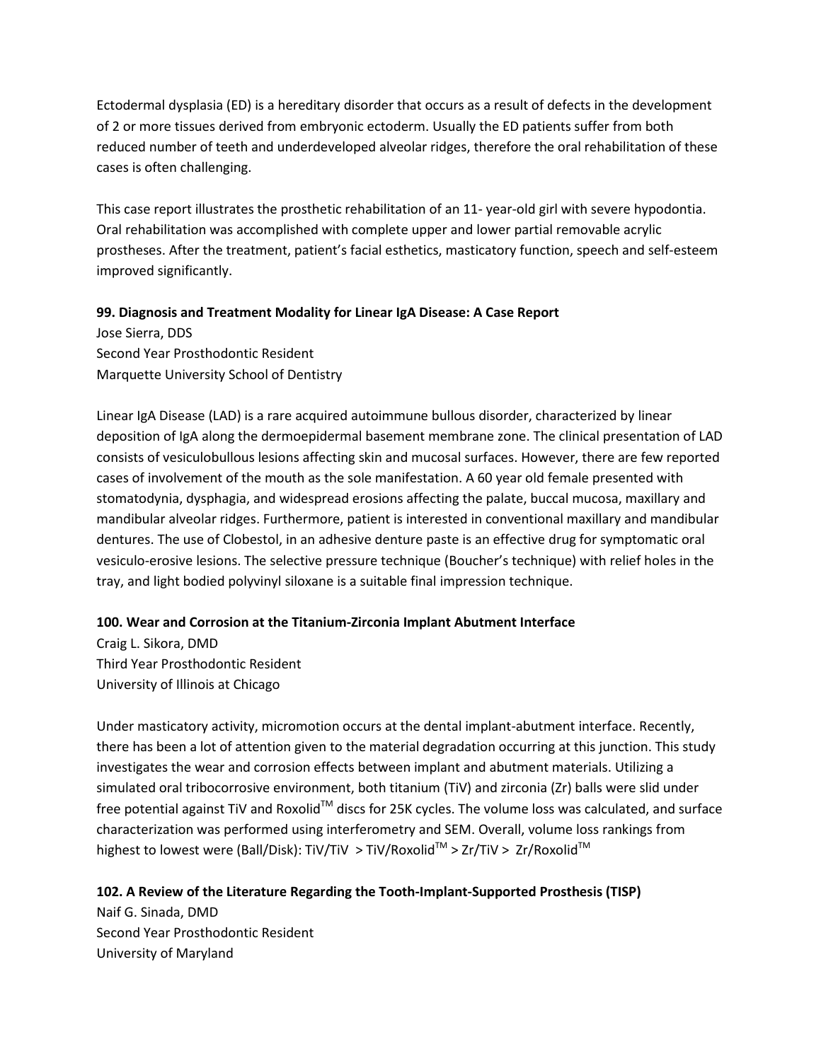Ectodermal dysplasia (ED) is a hereditary disorder that occurs as a result of defects in the development of 2 or more tissues derived from embryonic ectoderm. Usually the ED patients suffer from both reduced number of teeth and underdeveloped alveolar ridges, therefore the oral rehabilitation of these cases is often challenging.

This case report illustrates the prosthetic rehabilitation of an 11- year-old girl with severe hypodontia. Oral rehabilitation was accomplished with complete upper and lower partial removable acrylic prostheses. After the treatment, patient's facial esthetics, masticatory function, speech and self-esteem improved significantly.

**99. Diagnosis and Treatment Modality for Linear IgA Disease: A Case Report**
Jose Sierra, DDS
Second Year Prosthodontic Resident
Marquette University School of Dentistry

Linear IgA Disease (LAD) is a rare acquired autoimmune bullous disorder, characterized by linear deposition of IgA along the dermoepidermal basement membrane zone. The clinical presentation of LAD consists of vesiculobullous lesions affecting skin and mucosal surfaces. However, there are few reported cases of involvement of the mouth as the sole manifestation. A 60 year old female presented with stomatodynia, dysphagia, and widespread erosions affecting the palate, buccal mucosa, maxillary and mandibular alveolar ridges. Furthermore, patient is interested in conventional maxillary and mandibular dentures. The use of Clobestol, in an adhesive denture paste is an effective drug for symptomatic oral vesiculo-erosive lesions. The selective pressure technique (Boucher's technique) with relief holes in the tray, and light bodied polyvinyl siloxane is a suitable final impression technique.

**100. Wear and Corrosion at the Titanium-Zirconia Implant Abutment Interface**
Craig L. Sikora, DMD
Third Year Prosthodontic Resident
University of Illinois at Chicago

Under masticatory activity, micromotion occurs at the dental implant-abutment interface. Recently, there has been a lot of attention given to the material degradation occurring at this junction. This study investigates the wear and corrosion effects between implant and abutment materials. Utilizing a simulated oral tribocorrosive environment, both titanium (TiV) and zirconia (Zr) balls were slid under free potential against TiV and Roxolid™ discs for 25K cycles. The volume loss was calculated, and surface characterization was performed using interferometry and SEM. Overall, volume loss rankings from highest to lowest were (Ball/Disk): TiV/TiV > TiV/Roxolid™ > Zr/TiV > Zr/Roxolid™

**102. A Review of the Literature Regarding the Tooth-Implant-Supported Prosthesis (TISP)**
Naif G. Sinada, DMD
Second Year Prosthodontic Resident
University of Maryland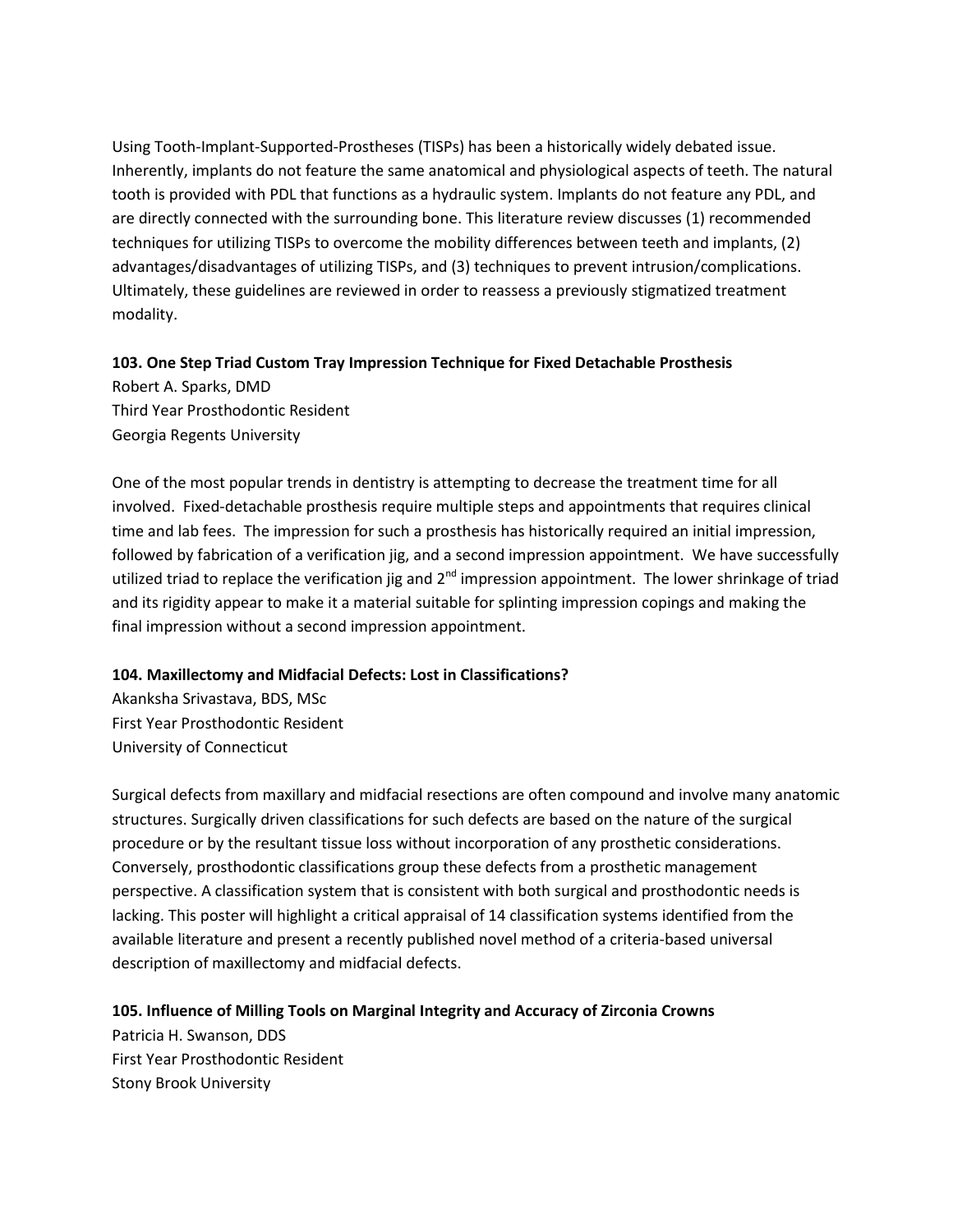Using Tooth-Implant-Supported-Prostheses (TISPs) has been a historically widely debated issue. Inherently, implants do not feature the same anatomical and physiological aspects of teeth. The natural tooth is provided with PDL that functions as a hydraulic system. Implants do not feature any PDL, and are directly connected with the surrounding bone. This literature review discusses (1) recommended techniques for utilizing TISPs to overcome the mobility differences between teeth and implants, (2) advantages/disadvantages of utilizing TISPs, and (3) techniques to prevent intrusion/complications. Ultimately, these guidelines are reviewed in order to reassess a previously stigmatized treatment modality.

**103. One Step Triad Custom Tray Impression Technique for Fixed Detachable Prosthesis**

Robert A. Sparks, DMD
Third Year Prosthodontic Resident
Georgia Regents University

One of the most popular trends in dentistry is attempting to decrease the treatment time for all involved. Fixed-detachable prosthesis require multiple steps and appointments that requires clinical time and lab fees. The impression for such a prosthesis has historically required an initial impression, followed by fabrication of a verification jig, and a second impression appointment. We have successfully utilized triad to replace the verification jig and 2nd impression appointment. The lower shrinkage of triad and its rigidity appear to make it a material suitable for splinting impression copings and making the final impression without a second impression appointment.

**104. Maxillectomy and Midfacial Defects: Lost in Classifications?**

Akanksha Srivastava, BDS, MSc
First Year Prosthodontic Resident
University of Connecticut

Surgical defects from maxillary and midfacial resections are often compound and involve many anatomic structures. Surgically driven classifications for such defects are based on the nature of the surgical procedure or by the resultant tissue loss without incorporation of any prosthetic considerations. Conversely, prosthodontic classifications group these defects from a prosthetic management perspective. A classification system that is consistent with both surgical and prosthodontic needs is lacking. This poster will highlight a critical appraisal of 14 classification systems identified from the available literature and present a recently published novel method of a criteria-based universal description of maxillectomy and midfacial defects.

**105. Influence of Milling Tools on Marginal Integrity and Accuracy of Zirconia Crowns**

Patricia H. Swanson, DDS
First Year Prosthodontic Resident
Stony Brook University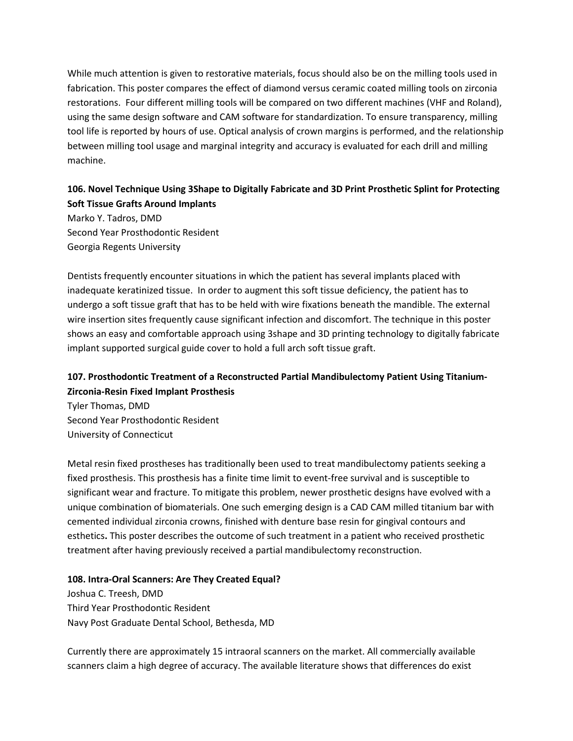While much attention is given to restorative materials, focus should also be on the milling tools used in fabrication. This poster compares the effect of diamond versus ceramic coated milling tools on zirconia restorations. Four different milling tools will be compared on two different machines (VHF and Roland), using the same design software and CAM software for standardization. To ensure transparency, milling tool life is reported by hours of use. Optical analysis of crown margins is performed, and the relationship between milling tool usage and marginal integrity and accuracy is evaluated for each drill and milling machine.

**106. Novel Technique Using 3Shape to Digitally Fabricate and 3D Print Prosthetic Splint for Protecting Soft Tissue Grafts Around Implants**
Marko Y. Tadros, DMD
Second Year Prosthodontic Resident
Georgia Regents University

Dentists frequently encounter situations in which the patient has several implants placed with inadequate keratinized tissue. In order to augment this soft tissue deficiency, the patient has to undergo a soft tissue graft that has to be held with wire fixations beneath the mandible. The external wire insertion sites frequently cause significant infection and discomfort. The technique in this poster shows an easy and comfortable approach using 3shape and 3D printing technology to digitally fabricate implant supported surgical guide cover to hold a full arch soft tissue graft.

**107. Prosthodontic Treatment of a Reconstructed Partial Mandibulectomy Patient Using Titanium-Zirconia-Resin Fixed Implant Prosthesis**
Tyler Thomas, DMD
Second Year Prosthodontic Resident
University of Connecticut

Metal resin fixed prostheses has traditionally been used to treat mandibulectomy patients seeking a fixed prosthesis. This prosthesis has a finite time limit to event-free survival and is susceptible to significant wear and fracture. To mitigate this problem, newer prosthetic designs have evolved with a unique combination of biomaterials. One such emerging design is a CAD CAM milled titanium bar with cemented individual zirconia crowns, finished with denture base resin for gingival contours and esthetics**.** This poster describes the outcome of such treatment in a patient who received prosthetic treatment after having previously received a partial mandibulectomy reconstruction.

**108. Intra-Oral Scanners: Are They Created Equal?**
Joshua C. Treesh, DMD
Third Year Prosthodontic Resident
Navy Post Graduate Dental School, Bethesda, MD

Currently there are approximately 15 intraoral scanners on the market. All commercially available scanners claim a high degree of accuracy. The available literature shows that differences do exist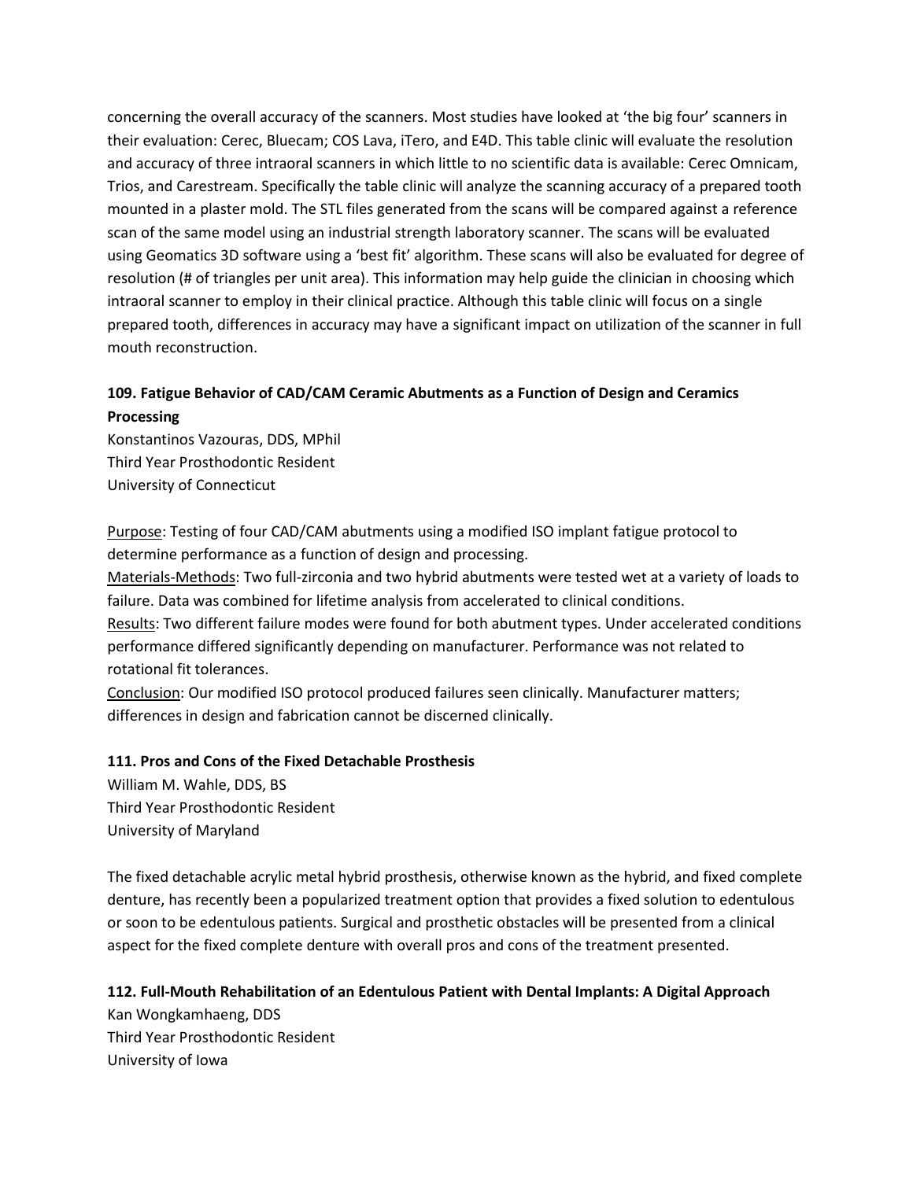concerning the overall accuracy of the scanners. Most studies have looked at 'the big four' scanners in their evaluation: Cerec, Bluecam; COS Lava, iTero, and E4D. This table clinic will evaluate the resolution and accuracy of three intraoral scanners in which little to no scientific data is available: Cerec Omnicam, Trios, and Carestream. Specifically the table clinic will analyze the scanning accuracy of a prepared tooth mounted in a plaster mold. The STL files generated from the scans will be compared against a reference scan of the same model using an industrial strength laboratory scanner. The scans will be evaluated using Geomatics 3D software using a 'best fit' algorithm. These scans will also be evaluated for degree of resolution (# of triangles per unit area). This information may help guide the clinician in choosing which intraoral scanner to employ in their clinical practice. Although this table clinic will focus on a single prepared tooth, differences in accuracy may have a significant impact on utilization of the scanner in full mouth reconstruction.

**109. Fatigue Behavior of CAD/CAM Ceramic Abutments as a Function of Design and Ceramics Processing**

Konstantinos Vazouras, DDS, MPhil
Third Year Prosthodontic Resident
University of Connecticut

<u>Purpose</u>: Testing of four CAD/CAM abutments using a modified ISO implant fatigue protocol to determine performance as a function of design and processing.
<u>Materials-Methods</u>: Two full-zirconia and two hybrid abutments were tested wet at a variety of loads to failure. Data was combined for lifetime analysis from accelerated to clinical conditions.
<u>Results</u>: Two different failure modes were found for both abutment types. Under accelerated conditions performance differed significantly depending on manufacturer. Performance was not related to rotational fit tolerances.
<u>Conclusion</u>: Our modified ISO protocol produced failures seen clinically. Manufacturer matters; differences in design and fabrication cannot be discerned clinically.

**111. Pros and Cons of the Fixed Detachable Prosthesis**

William M. Wahle, DDS, BS
Third Year Prosthodontic Resident
University of Maryland

The fixed detachable acrylic metal hybrid prosthesis, otherwise known as the hybrid, and fixed complete denture, has recently been a popularized treatment option that provides a fixed solution to edentulous or soon to be edentulous patients. Surgical and prosthetic obstacles will be presented from a clinical aspect for the fixed complete denture with overall pros and cons of the treatment presented.

**112. Full-Mouth Rehabilitation of an Edentulous Patient with Dental Implants: A Digital Approach**

Kan Wongkamhaeng, DDS
Third Year Prosthodontic Resident
University of Iowa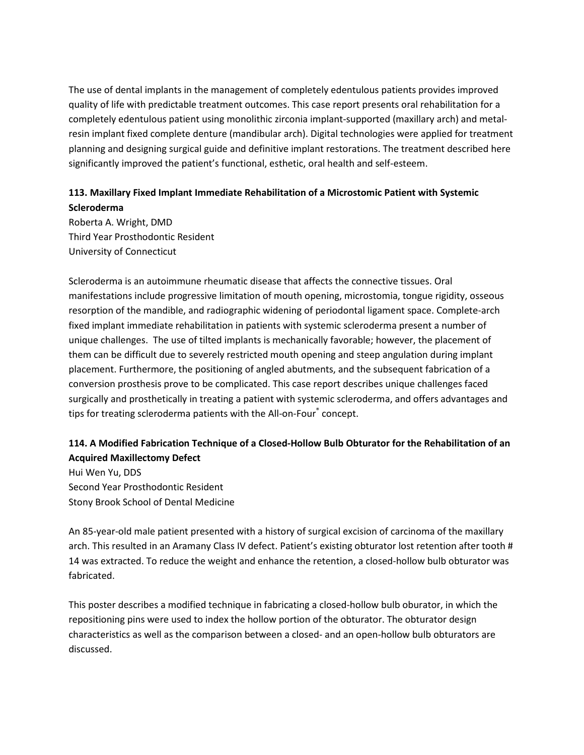The use of dental implants in the management of completely edentulous patients provides improved quality of life with predictable treatment outcomes. This case report presents oral rehabilitation for a completely edentulous patient using monolithic zirconia implant-supported (maxillary arch) and metal-resin implant fixed complete denture (mandibular arch). Digital technologies were applied for treatment planning and designing surgical guide and definitive implant restorations. The treatment described here significantly improved the patient's functional, esthetic, oral health and self-esteem.

### 113. Maxillary Fixed Implant Immediate Rehabilitation of a Microstomic Patient with Systemic Scleroderma

Roberta A. Wright, DMD
Third Year Prosthodontic Resident
University of Connecticut

Scleroderma is an autoimmune rheumatic disease that affects the connective tissues. Oral manifestations include progressive limitation of mouth opening, microstomia, tongue rigidity, osseous resorption of the mandible, and radiographic widening of periodontal ligament space. Complete-arch fixed implant immediate rehabilitation in patients with systemic scleroderma present a number of unique challenges. The use of tilted implants is mechanically favorable; however, the placement of them can be difficult due to severely restricted mouth opening and steep angulation during implant placement. Furthermore, the positioning of angled abutments, and the subsequent fabrication of a conversion prosthesis prove to be complicated. This case report describes unique challenges faced surgically and prosthetically in treating a patient with systemic scleroderma, and offers advantages and tips for treating scleroderma patients with the All-on-Four® concept.

### 114. A Modified Fabrication Technique of a Closed-Hollow Bulb Obturator for the Rehabilitation of an Acquired Maxillectomy Defect

Hui Wen Yu, DDS
Second Year Prosthodontic Resident
Stony Brook School of Dental Medicine

An 85-year-old male patient presented with a history of surgical excision of carcinoma of the maxillary arch. This resulted in an Aramany Class IV defect. Patient's existing obturator lost retention after tooth # 14 was extracted. To reduce the weight and enhance the retention, a closed-hollow bulb obturator was fabricated.

This poster describes a modified technique in fabricating a closed-hollow bulb oburator, in which the repositioning pins were used to index the hollow portion of the obturator. The obturator design characteristics as well as the comparison between a closed- and an open-hollow bulb obturators are discussed.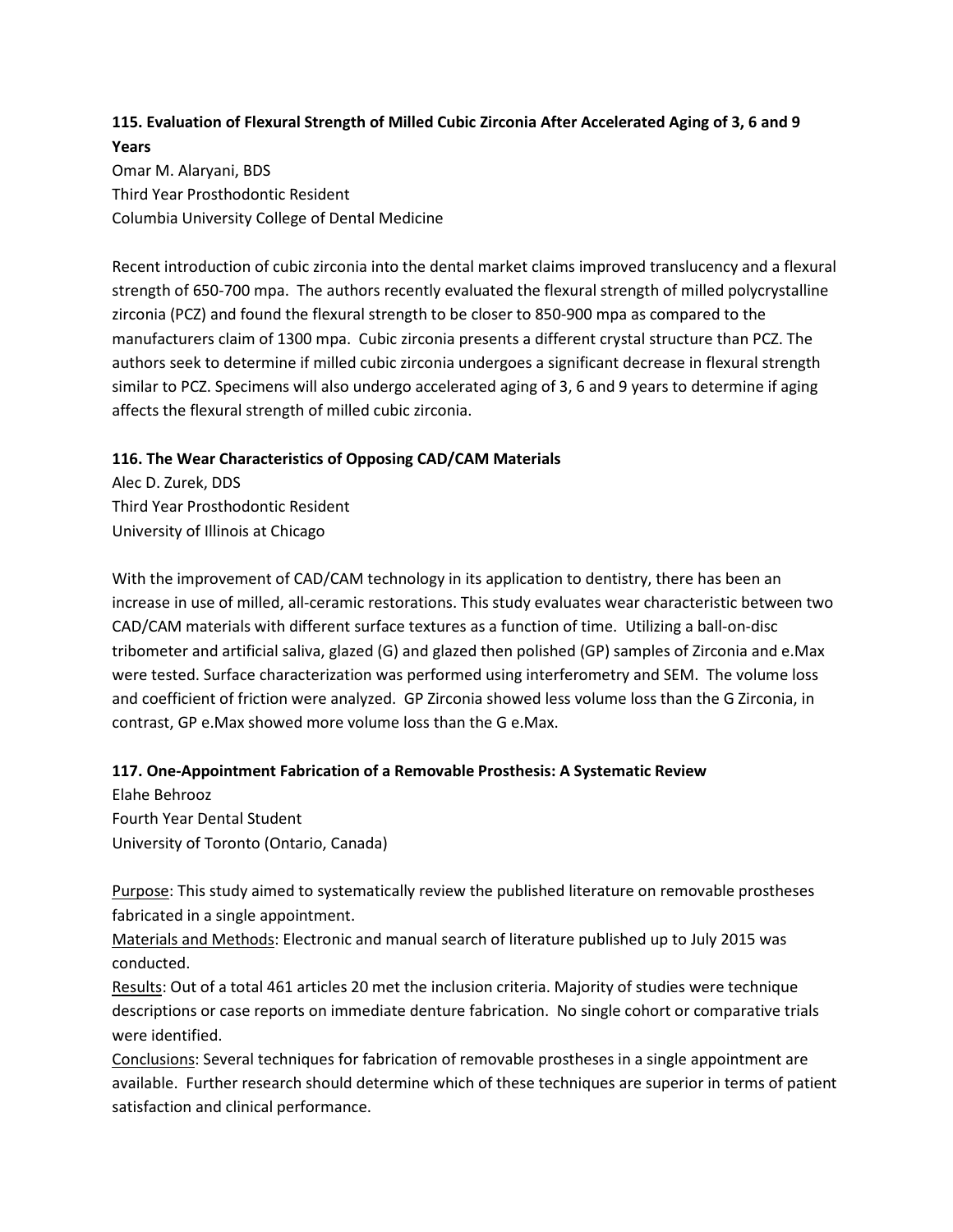### 115. Evaluation of Flexural Strength of Milled Cubic Zirconia After Accelerated Aging of 3, 6 and 9 Years

Omar M. Alaryani, BDS
Third Year Prosthodontic Resident
Columbia University College of Dental Medicine

Recent introduction of cubic zirconia into the dental market claims improved translucency and a flexural strength of 650-700 mpa. The authors recently evaluated the flexural strength of milled polycrystalline zirconia (PCZ) and found the flexural strength to be closer to 850-900 mpa as compared to the manufacturers claim of 1300 mpa. Cubic zirconia presents a different crystal structure than PCZ. The authors seek to determine if milled cubic zirconia undergoes a significant decrease in flexural strength similar to PCZ. Specimens will also undergo accelerated aging of 3, 6 and 9 years to determine if aging affects the flexural strength of milled cubic zirconia.

### 116. The Wear Characteristics of Opposing CAD/CAM Materials

Alec D. Zurek, DDS
Third Year Prosthodontic Resident
University of Illinois at Chicago

With the improvement of CAD/CAM technology in its application to dentistry, there has been an increase in use of milled, all-ceramic restorations. This study evaluates wear characteristic between two CAD/CAM materials with different surface textures as a function of time. Utilizing a ball-on-disc tribometer and artificial saliva, glazed (G) and glazed then polished (GP) samples of Zirconia and e.Max were tested. Surface characterization was performed using interferometry and SEM. The volume loss and coefficient of friction were analyzed. GP Zirconia showed less volume loss than the G Zirconia, in contrast, GP e.Max showed more volume loss than the G e.Max.

### 117. One-Appointment Fabrication of a Removable Prosthesis: A Systematic Review

Elahe Behrooz
Fourth Year Dental Student
University of Toronto (Ontario, Canada)

Purpose: This study aimed to systematically review the published literature on removable prostheses fabricated in a single appointment.

Materials and Methods: Electronic and manual search of literature published up to July 2015 was conducted.

Results: Out of a total 461 articles 20 met the inclusion criteria. Majority of studies were technique descriptions or case reports on immediate denture fabrication. No single cohort or comparative trials were identified.

Conclusions: Several techniques for fabrication of removable prostheses in a single appointment are available. Further research should determine which of these techniques are superior in terms of patient satisfaction and clinical performance.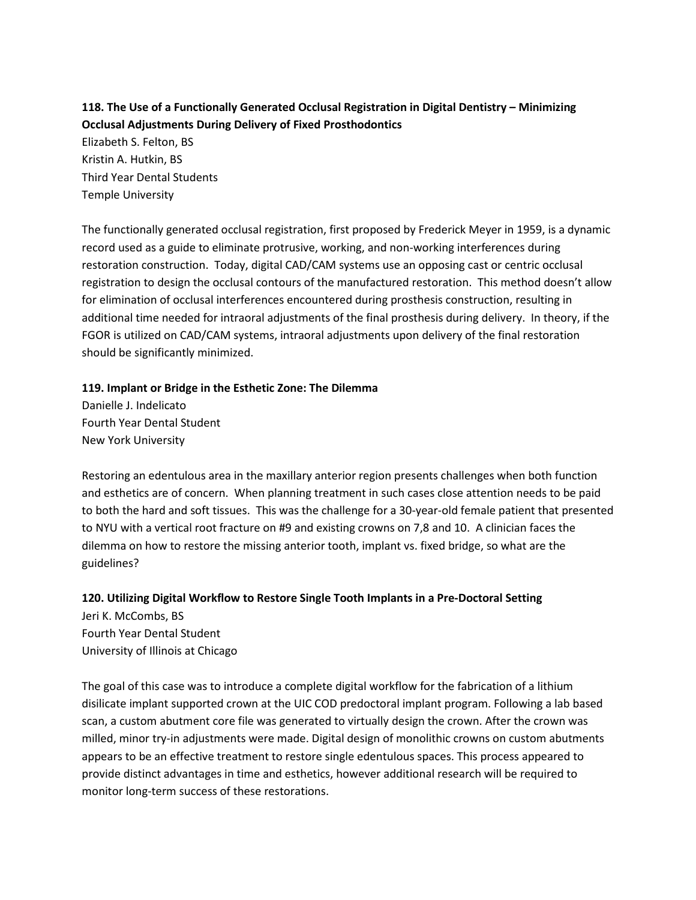**118. The Use of a Functionally Generated Occlusal Registration in Digital Dentistry – Minimizing Occlusal Adjustments During Delivery of Fixed Prosthodontics**

Elizabeth S. Felton, BS
Kristin A. Hutkin, BS
Third Year Dental Students
Temple University

The functionally generated occlusal registration, first proposed by Frederick Meyer in 1959, is a dynamic record used as a guide to eliminate protrusive, working, and non-working interferences during restoration construction. Today, digital CAD/CAM systems use an opposing cast or centric occlusal registration to design the occlusal contours of the manufactured restoration. This method doesn't allow for elimination of occlusal interferences encountered during prosthesis construction, resulting in additional time needed for intraoral adjustments of the final prosthesis during delivery. In theory, if the FGOR is utilized on CAD/CAM systems, intraoral adjustments upon delivery of the final restoration should be significantly minimized.

**119. Implant or Bridge in the Esthetic Zone: The Dilemma**

Danielle J. Indelicato
Fourth Year Dental Student
New York University

Restoring an edentulous area in the maxillary anterior region presents challenges when both function and esthetics are of concern. When planning treatment in such cases close attention needs to be paid to both the hard and soft tissues. This was the challenge for a 30-year-old female patient that presented to NYU with a vertical root fracture on #9 and existing crowns on 7,8 and 10. A clinician faces the dilemma on how to restore the missing anterior tooth, implant vs. fixed bridge, so what are the guidelines?

**120. Utilizing Digital Workflow to Restore Single Tooth Implants in a Pre-Doctoral Setting**

Jeri K. McCombs, BS
Fourth Year Dental Student
University of Illinois at Chicago

The goal of this case was to introduce a complete digital workflow for the fabrication of a lithium disilicate implant supported crown at the UIC COD predoctoral implant program. Following a lab based scan, a custom abutment core file was generated to virtually design the crown. After the crown was milled, minor try-in adjustments were made. Digital design of monolithic crowns on custom abutments appears to be an effective treatment to restore single edentulous spaces. This process appeared to provide distinct advantages in time and esthetics, however additional research will be required to monitor long-term success of these restorations.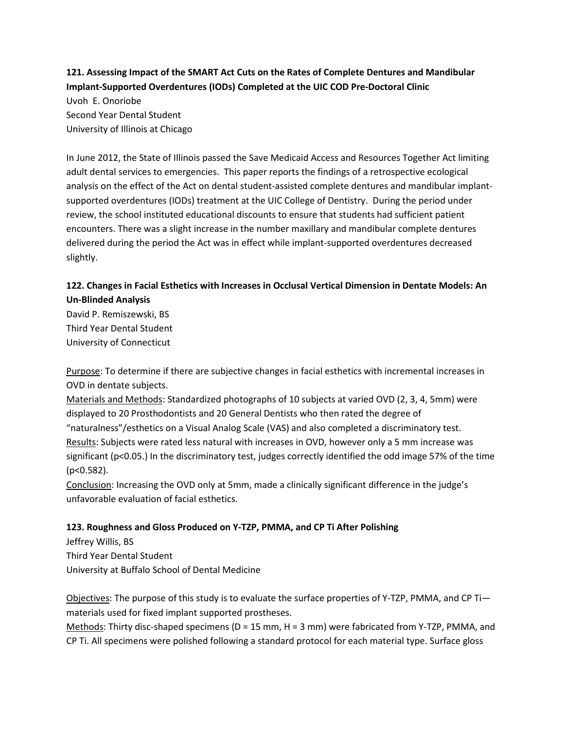**121. Assessing Impact of the SMART Act Cuts on the Rates of Complete Dentures and Mandibular Implant-Supported Overdentures (IODs) Completed at the UIC COD Pre-Doctoral Clinic**

Uvoh E. Onoriobe
Second Year Dental Student
University of Illinois at Chicago

In June 2012, the State of Illinois passed the Save Medicaid Access and Resources Together Act limiting adult dental services to emergencies. This paper reports the findings of a retrospective ecological analysis on the effect of the Act on dental student-assisted complete dentures and mandibular implant-supported overdentures (IODs) treatment at the UIC College of Dentistry. During the period under review, the school instituted educational discounts to ensure that students had sufficient patient encounters. There was a slight increase in the number maxillary and mandibular complete dentures delivered during the period the Act was in effect while implant-supported overdentures decreased slightly.

**122. Changes in Facial Esthetics with Increases in Occlusal Vertical Dimension in Dentate Models: An Un-Blinded Analysis**

David P. Remiszewski, BS
Third Year Dental Student
University of Connecticut

Purpose: To determine if there are subjective changes in facial esthetics with incremental increases in OVD in dentate subjects.

Materials and Methods: Standardized photographs of 10 subjects at varied OVD (2, 3, 4, 5mm) were displayed to 20 Prosthodontists and 20 General Dentists who then rated the degree of "naturalness"/esthetics on a Visual Analog Scale (VAS) and also completed a discriminatory test.

Results: Subjects were rated less natural with increases in OVD, however only a 5 mm increase was significant ($p<0.05$.) In the discriminatory test, judges correctly identified the odd image 57% of the time ($p<0.582$).

Conclusion: Increasing the OVD only at 5mm, made a clinically significant difference in the judge's unfavorable evaluation of facial esthetics.

**123. Roughness and Gloss Produced on Y-TZP, PMMA, and CP Ti After Polishing**

Jeffrey Willis, BS
Third Year Dental Student
University at Buffalo School of Dental Medicine

Objectives: The purpose of this study is to evaluate the surface properties of Y-TZP, PMMA, and CP Ti—materials used for fixed implant supported prostheses.

Methods: Thirty disc-shaped specimens (D = 15 mm, H = 3 mm) were fabricated from Y-TZP, PMMA, and CP Ti. All specimens were polished following a standard protocol for each material type. Surface gloss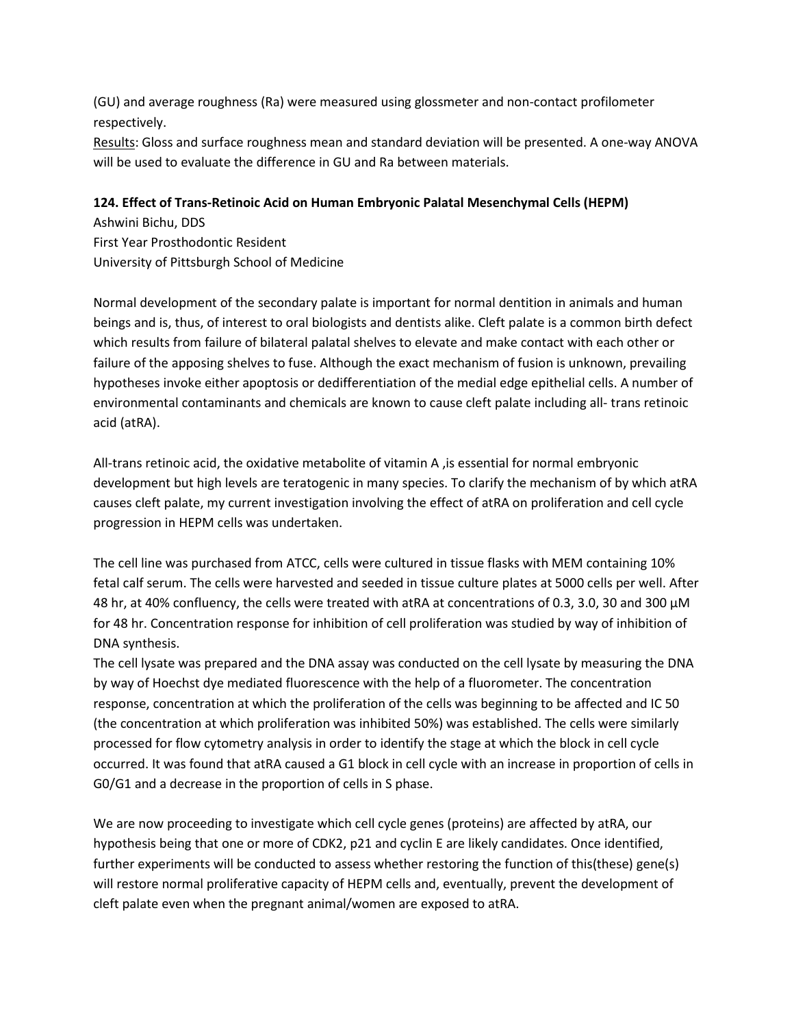(GU) and average roughness (Ra) were measured using glossmeter and non-contact profilometer respectively.

Results: Gloss and surface roughness mean and standard deviation will be presented. A one-way ANOVA will be used to evaluate the difference in GU and Ra between materials.

**124. Effect of Trans-Retinoic Acid on Human Embryonic Palatal Mesenchymal Cells (HEPM)**

Ashwini Bichu, DDS
First Year Prosthodontic Resident
University of Pittsburgh School of Medicine

Normal development of the secondary palate is important for normal dentition in animals and human beings and is, thus, of interest to oral biologists and dentists alike. Cleft palate is a common birth defect which results from failure of bilateral palatal shelves to elevate and make contact with each other or failure of the apposing shelves to fuse. Although the exact mechanism of fusion is unknown, prevailing hypotheses invoke either apoptosis or dedifferentiation of the medial edge epithelial cells. A number of environmental contaminants and chemicals are known to cause cleft palate including all- trans retinoic acid (atRA).

All-trans retinoic acid, the oxidative metabolite of vitamin A ,is essential for normal embryonic development but high levels are teratogenic in many species. To clarify the mechanism of by which atRA causes cleft palate, my current investigation involving the effect of atRA on proliferation and cell cycle progression in HEPM cells was undertaken.

The cell line was purchased from ATCC, cells were cultured in tissue flasks with MEM containing 10% fetal calf serum. The cells were harvested and seeded in tissue culture plates at 5000 cells per well. After 48 hr, at 40% confluency, the cells were treated with atRA at concentrations of 0.3, 3.0, 30 and 300 μM for 48 hr. Concentration response for inhibition of cell proliferation was studied by way of inhibition of DNA synthesis.

The cell lysate was prepared and the DNA assay was conducted on the cell lysate by measuring the DNA by way of Hoechst dye mediated fluorescence with the help of a fluorometer. The concentration response, concentration at which the proliferation of the cells was beginning to be affected and IC 50 (the concentration at which proliferation was inhibited 50%) was established. The cells were similarly processed for flow cytometry analysis in order to identify the stage at which the block in cell cycle occurred. It was found that atRA caused a G1 block in cell cycle with an increase in proportion of cells in G0/G1 and a decrease in the proportion of cells in S phase.

We are now proceeding to investigate which cell cycle genes (proteins) are affected by atRA, our hypothesis being that one or more of CDK2, p21 and cyclin E are likely candidates. Once identified, further experiments will be conducted to assess whether restoring the function of this(these) gene(s) will restore normal proliferative capacity of HEPM cells and, eventually, prevent the development of cleft palate even when the pregnant animal/women are exposed to atRA.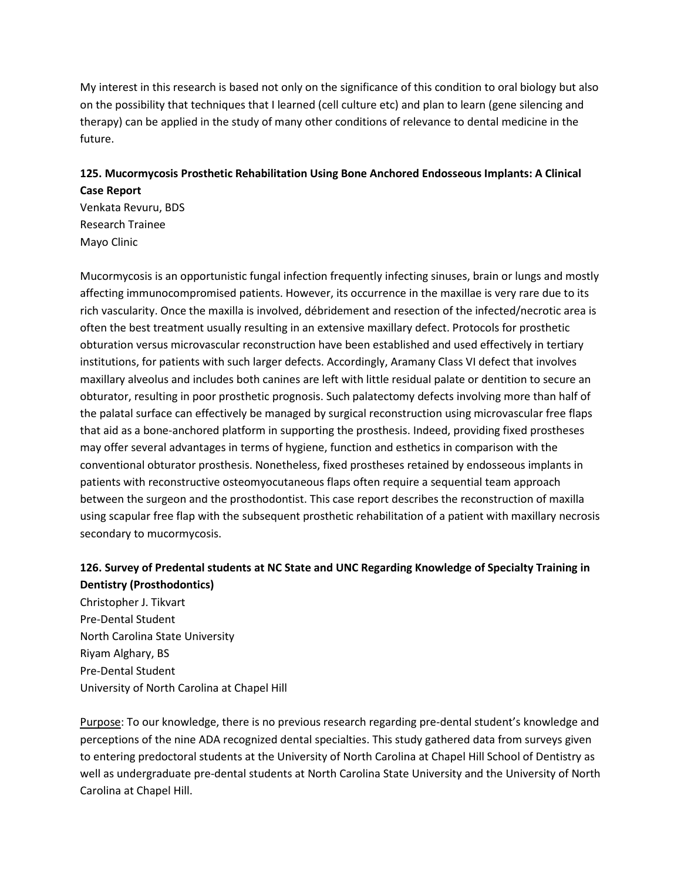My interest in this research is based not only on the significance of this condition to oral biology but also on the possibility that techniques that I learned (cell culture etc) and plan to learn (gene silencing and therapy) can be applied in the study of many other conditions of relevance to dental medicine in the future.

**125. Mucormycosis Prosthetic Rehabilitation Using Bone Anchored Endosseous Implants: A Clinical Case Report**

Venkata Revuru, BDS
Research Trainee
Mayo Clinic

Mucormycosis is an opportunistic fungal infection frequently infecting sinuses, brain or lungs and mostly affecting immunocompromised patients. However, its occurrence in the maxillae is very rare due to its rich vascularity. Once the maxilla is involved, débridement and resection of the infected/necrotic area is often the best treatment usually resulting in an extensive maxillary defect. Protocols for prosthetic obturation versus microvascular reconstruction have been established and used effectively in tertiary institutions, for patients with such larger defects. Accordingly, Aramany Class VI defect that involves maxillary alveolus and includes both canines are left with little residual palate or dentition to secure an obturator, resulting in poor prosthetic prognosis. Such palatectomy defects involving more than half of the palatal surface can effectively be managed by surgical reconstruction using microvascular free flaps that aid as a bone-anchored platform in supporting the prosthesis. Indeed, providing fixed prostheses may offer several advantages in terms of hygiene, function and esthetics in comparison with the conventional obturator prosthesis. Nonetheless, fixed prostheses retained by endosseous implants in patients with reconstructive osteomyocutaneous flaps often require a sequential team approach between the surgeon and the prosthodontist. This case report describes the reconstruction of maxilla using scapular free flap with the subsequent prosthetic rehabilitation of a patient with maxillary necrosis secondary to mucormycosis.

**126. Survey of Predental students at NC State and UNC Regarding Knowledge of Specialty Training in Dentistry (Prosthodontics)**

Christopher J. Tikvart
Pre-Dental Student
North Carolina State University
Riyam Alghary, BS
Pre-Dental Student
University of North Carolina at Chapel Hill

<u>Purpose</u>: To our knowledge, there is no previous research regarding pre-dental student's knowledge and perceptions of the nine ADA recognized dental specialties. This study gathered data from surveys given to entering predoctoral students at the University of North Carolina at Chapel Hill School of Dentistry as well as undergraduate pre-dental students at North Carolina State University and the University of North Carolina at Chapel Hill.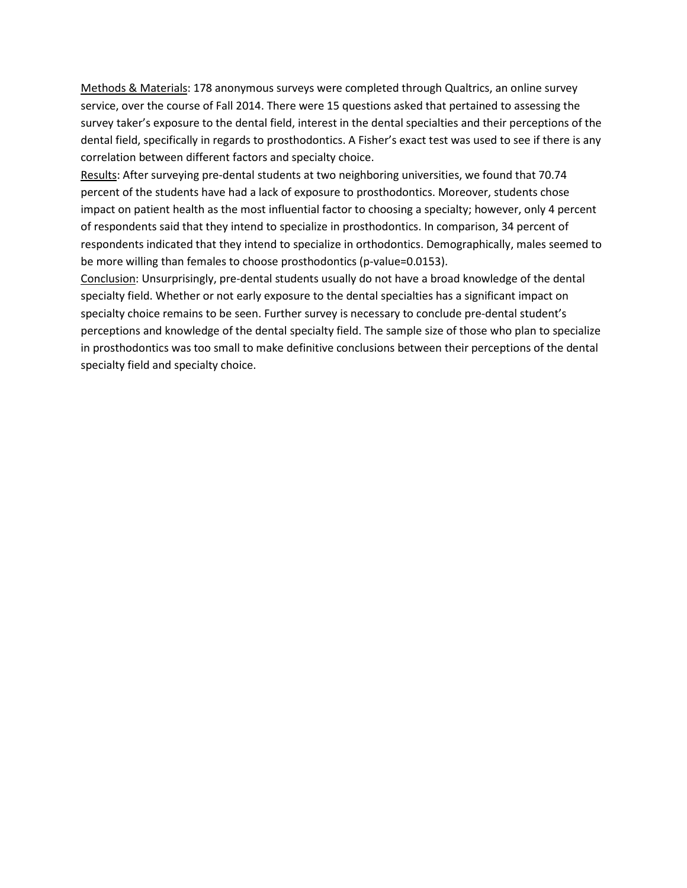<u>Methods & Materials</u>: 178 anonymous surveys were completed through Qualtrics, an online survey service, over the course of Fall 2014. There were 15 questions asked that pertained to assessing the survey taker's exposure to the dental field, interest in the dental specialties and their perceptions of the dental field, specifically in regards to prosthodontics. A Fisher's exact test was used to see if there is any correlation between different factors and specialty choice.

<u>Results</u>: After surveying pre-dental students at two neighboring universities, we found that 70.74 percent of the students have had a lack of exposure to prosthodontics. Moreover, students chose impact on patient health as the most influential factor to choosing a specialty; however, only 4 percent of respondents said that they intend to specialize in prosthodontics. In comparison, 34 percent of respondents indicated that they intend to specialize in orthodontics. Demographically, males seemed to be more willing than females to choose prosthodontics (p-value=0.0153).

<u>Conclusion</u>: Unsurprisingly, pre-dental students usually do not have a broad knowledge of the dental specialty field. Whether or not early exposure to the dental specialties has a significant impact on specialty choice remains to be seen. Further survey is necessary to conclude pre-dental student's perceptions and knowledge of the dental specialty field. The sample size of those who plan to specialize in prosthodontics was too small to make definitive conclusions between their perceptions of the dental specialty field and specialty choice.